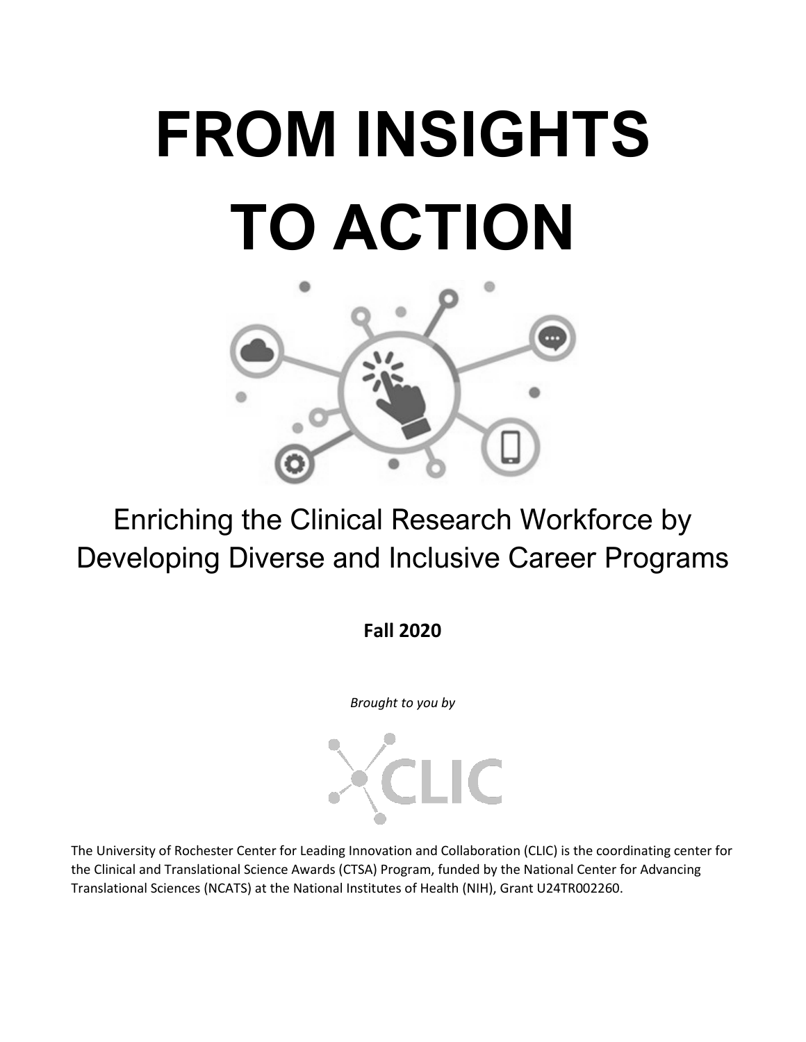# FROM INSIGHTS TO ACTION

## Enriching the Clinical Research Workforce by Developing Diverse and Inclusive Career Programs

**Fall 2020**

*Brought to you by*

CLIC

The University of Rochester Center for Leading Innovation and Collaboration (CLIC) is the coordinating center for the Clinical and Translational Science Awards (CTSA) Program, funded by the National Center for Advancing Translational Sciences (NCATS) at the National Institutes of Health (NIH), Grant U24TR002260.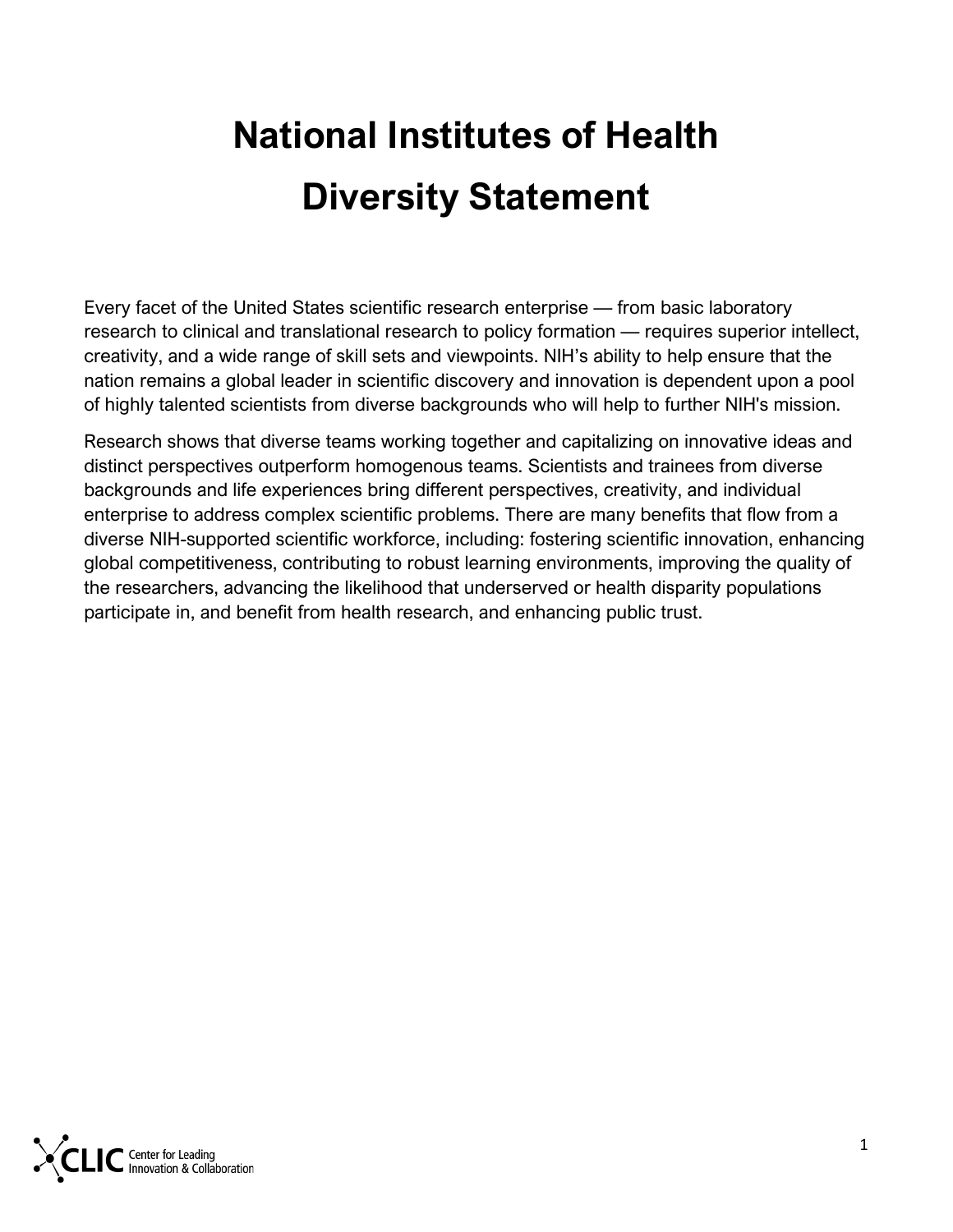# National Institutes of Health Diversity Statement

Every facet of the United States scientific research enterprise — from basic laboratory research to clinical and translational research to policy formation — requires superior intellect, creativity, and a wide range of skill sets and viewpoints. NIH's ability to help ensure that the nation remains a global leader in scientific discovery and innovation is dependent upon a pool of highly talented scientists from diverse backgrounds who will help to further NIH's mission.

Research shows that diverse teams working together and capitalizing on innovative ideas and distinct perspectives outperform homogenous teams. Scientists and trainees from diverse backgrounds and life experiences bring different perspectives, creativity, and individual enterprise to address complex scientific problems. There are many benefits that flow from a diverse NIH-supported scientific workforce, including: fostering scientific innovation, enhancing global competitiveness, contributing to robust learning environments, improving the quality of the researchers, advancing the likelihood that underserved or health disparity populations participate in, and benefit from health research, and enhancing public trust.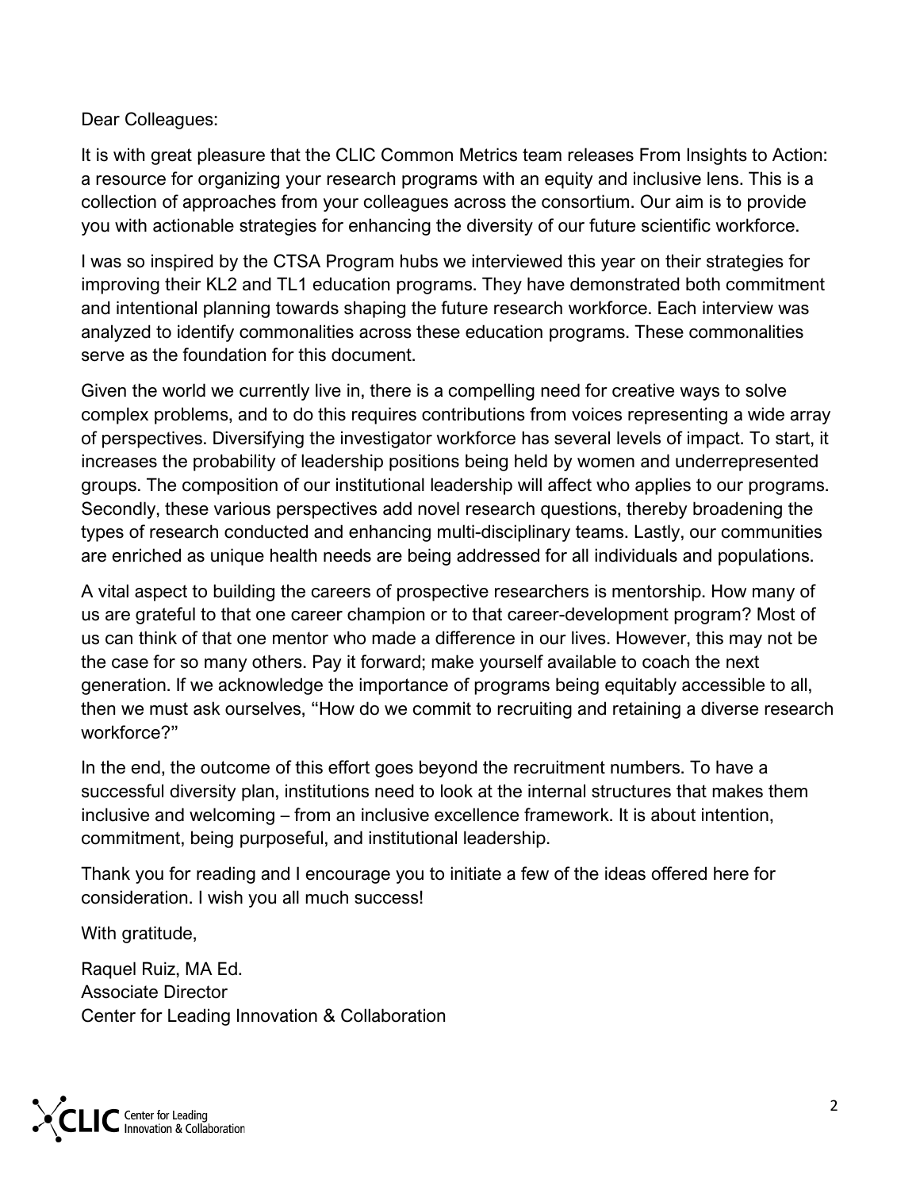Dear Colleagues:

It is with great pleasure that the CLIC Common Metrics team releases From Insights to Action: a resource for organizing your research programs with an equity and inclusive lens. This is a collection of approaches from your colleagues across the consortium. Our aim is to provide you with actionable strategies for enhancing the diversity of our future scientific workforce.

I was so inspired by the CTSA Program hubs we interviewed this year on their strategies for improving their KL2 and TL1 education programs. They have demonstrated both commitment and intentional planning towards shaping the future research workforce. Each interview was analyzed to identify commonalities across these education programs. These commonalities serve as the foundation for this document.

Given the world we currently live in, there is a compelling need for creative ways to solve complex problems, and to do this requires contributions from voices representing a wide array of perspectives. Diversifying the investigator workforce has several levels of impact. To start, it increases the probability of leadership positions being held by women and underrepresented groups. The composition of our institutional leadership will affect who applies to our programs. Secondly, these various perspectives add novel research questions, thereby broadening the types of research conducted and enhancing multi-disciplinary teams. Lastly, our communities are enriched as unique health needs are being addressed for all individuals and populations.

A vital aspect to building the careers of prospective researchers is mentorship. How many of us are grateful to that one career champion or to that career-development program? Most of us can think of that one mentor who made a difference in our lives. However, this may not be the case for so many others. Pay it forward; make yourself available to coach the next generation. If we acknowledge the importance of programs being equitably accessible to all, then we must ask ourselves, "How do we commit to recruiting and retaining a diverse research workforce?"

In the end, the outcome of this effort goes beyond the recruitment numbers. To have a successful diversity plan, institutions need to look at the internal structures that makes them inclusive and welcoming – from an inclusive excellence framework. It is about intention, commitment, being purposeful, and institutional leadership.

Thank you for reading and I encourage you to initiate a few of the ideas offered here for consideration. I wish you all much success!

With gratitude,

Raquel Ruiz, MA Ed.  
Associate Director  
Center for Leading Innovation & Collaboration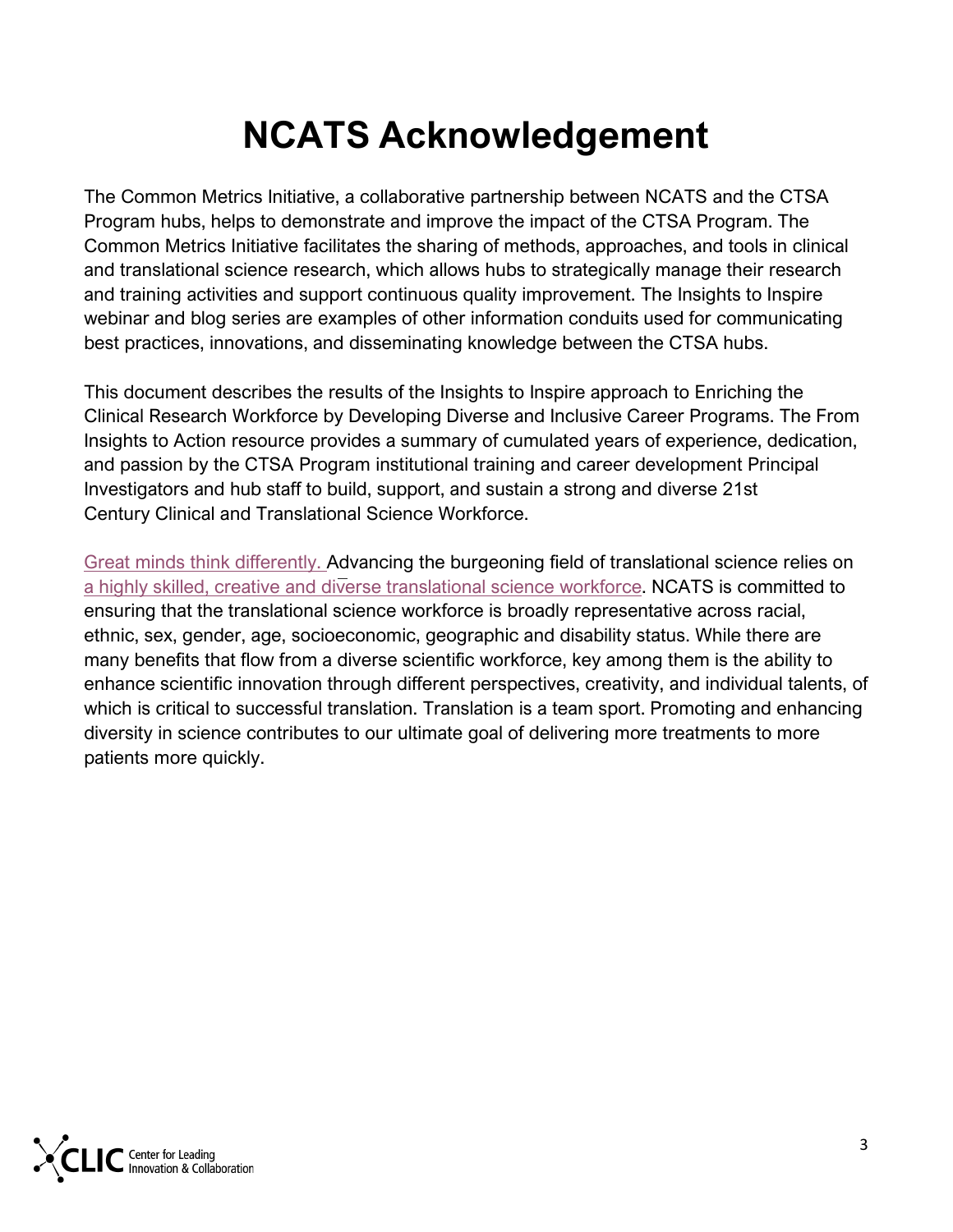# NCATS Acknowledgement

The Common Metrics Initiative, a collaborative partnership between NCATS and the CTSA Program hubs, helps to demonstrate and improve the impact of the CTSA Program. The Common Metrics Initiative facilitates the sharing of methods, approaches, and tools in clinical and translational science research, which allows hubs to strategically manage their research and training activities and support continuous quality improvement. The Insights to Inspire webinar and blog series are examples of other information conduits used for communicating best practices, innovations, and disseminating knowledge between the CTSA hubs.

This document describes the results of the Insights to Inspire approach to Enriching the Clinical Research Workforce by Developing Diverse and Inclusive Career Programs. The From Insights to Action resource provides a summary of cumulated years of experience, dedication, and passion by the CTSA Program institutional training and career development Principal Investigators and hub staff to build, support, and sustain a strong and diverse 21st Century Clinical and Translational Science Workforce.

Great minds think differently. Advancing the burgeoning field of translational science relies on a highly skilled, creative and diverse translational science workforce. NCATS is committed to ensuring that the translational science workforce is broadly representative across racial, ethnic, sex, gender, age, socioeconomic, geographic and disability status. While there are many benefits that flow from a diverse scientific workforce, key among them is the ability to enhance scientific innovation through different perspectives, creativity, and individual talents, of which is critical to successful translation. Translation is a team sport. Promoting and enhancing diversity in science contributes to our ultimate goal of delivering more treatments to more patients more quickly.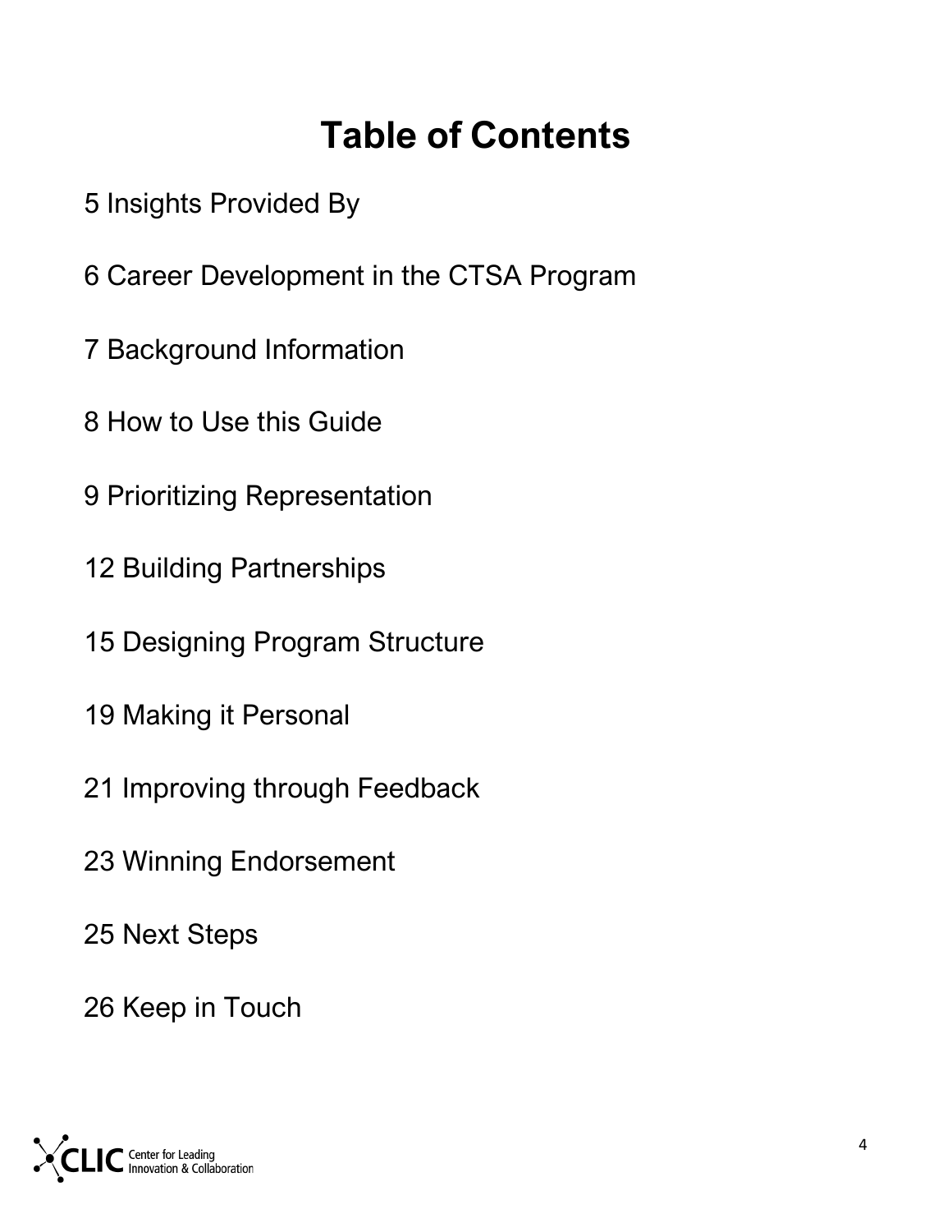# Table of Contents

5 Insights Provided By

6 Career Development in the CTSA Program

7 Background Information

8 How to Use this Guide

9 Prioritizing Representation

12 Building Partnerships

15 Designing Program Structure

19 Making it Personal

21 Improving through Feedback

23 Winning Endorsement

25 Next Steps

26 Keep in Touch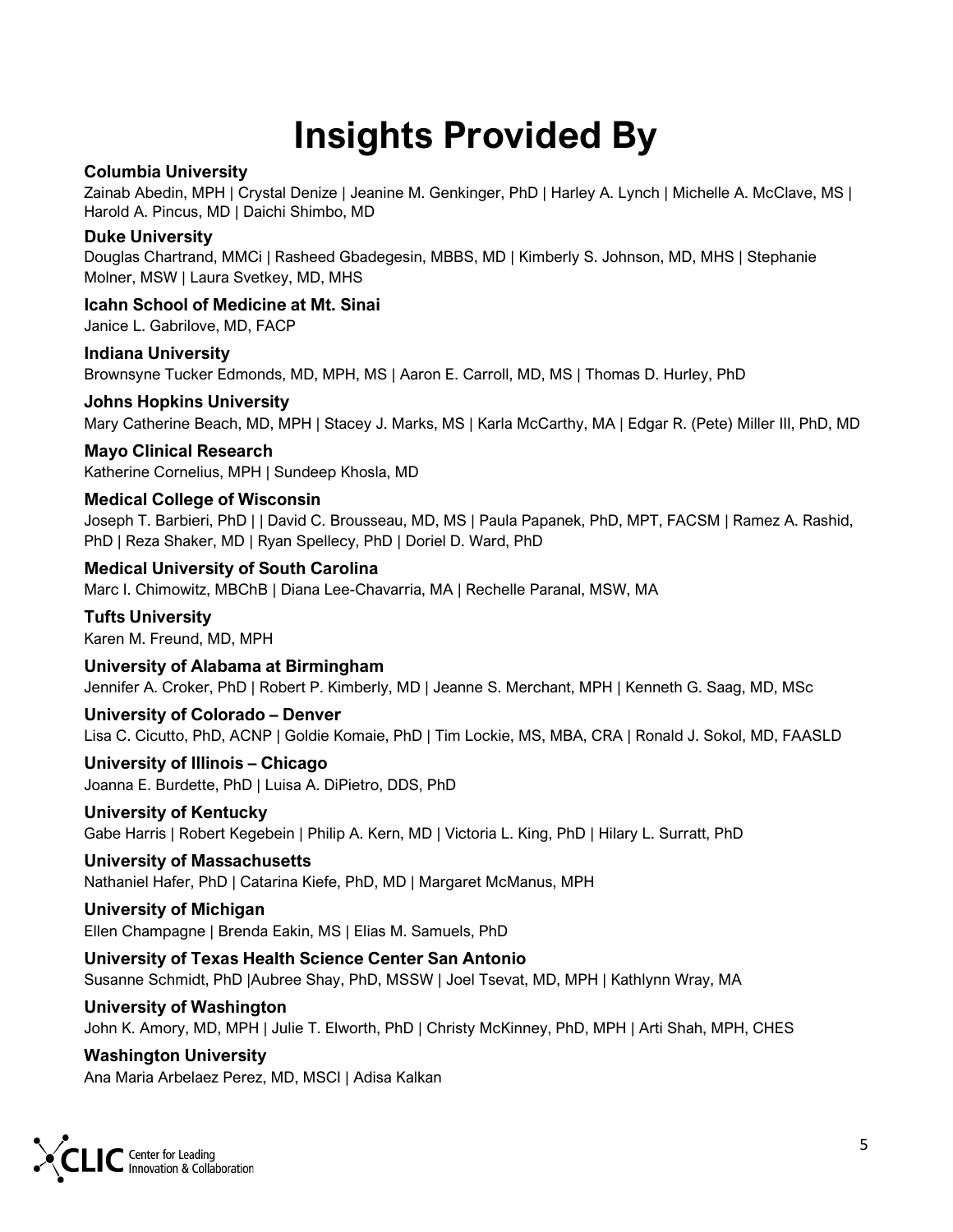# Insights Provided By

**Columbia University**
Zainab Abedin, MPH | Crystal Denize | Jeanine M. Genkinger, PhD | Harley A. Lynch | Michelle A. McClave, MS | Harold A. Pincus, MD | Daichi Shimbo, MD

**Duke University**
Douglas Chartrand, MMCi | Rasheed Gbadegesin, MBBS, MD | Kimberly S. Johnson, MD, MHS | Stephanie Molner, MSW | Laura Svetkey, MD, MHS

**Icahn School of Medicine at Mt. Sinai**
Janice L. Gabrilove, MD, FACP

**Indiana University**
Brownsyne Tucker Edmonds, MD, MPH, MS | Aaron E. Carroll, MD, MS | Thomas D. Hurley, PhD

**Johns Hopkins University**
Mary Catherine Beach, MD, MPH | Stacey J. Marks, MS | Karla McCarthy, MA | Edgar R. (Pete) Miller III, PhD, MD

**Mayo Clinical Research**
Katherine Cornelius, MPH | Sundeep Khosla, MD

**Medical College of Wisconsin**
Joseph T. Barbieri, PhD | | David C. Brousseau, MD, MS | Paula Papanek, PhD, MPT, FACSM | Ramez A. Rashid, PhD | Reza Shaker, MD | Ryan Spellecy, PhD | Doriel D. Ward, PhD

**Medical University of South Carolina**
Marc I. Chimowitz, MBChB | Diana Lee-Chavarria, MA | Rechelle Paranal, MSW, MA

**Tufts University**
Karen M. Freund, MD, MPH

**University of Alabama at Birmingham**
Jennifer A. Croker, PhD | Robert P. Kimberly, MD | Jeanne S. Merchant, MPH | Kenneth G. Saag, MD, MSc

**University of Colorado – Denver**
Lisa C. Cicutto, PhD, ACNP | Goldie Komaie, PhD | Tim Lockie, MS, MBA, CRA | Ronald J. Sokol, MD, FAASLD

**University of Illinois – Chicago**
Joanna E. Burdette, PhD | Luisa A. DiPietro, DDS, PhD

**University of Kentucky**
Gabe Harris | Robert Kegebein | Philip A. Kern, MD | Victoria L. King, PhD | Hilary L. Surratt, PhD

**University of Massachusetts**
Nathaniel Hafer, PhD | Catarina Kiefe, PhD, MD | Margaret McManus, MPH

**University of Michigan**
Ellen Champagne | Brenda Eakin, MS | Elias M. Samuels, PhD

**University of Texas Health Science Center San Antonio**
Susanne Schmidt, PhD |Aubree Shay, PhD, MSSW | Joel Tsevat, MD, MPH | Kathlynn Wray, MA

**University of Washington**
John K. Amory, MD, MPH | Julie T. Elworth, PhD | Christy McKinney, PhD, MPH | Arti Shah, MPH, CHES

**Washington University**
Ana Maria Arbelaez Perez, MD, MSCI | Adisa Kalkan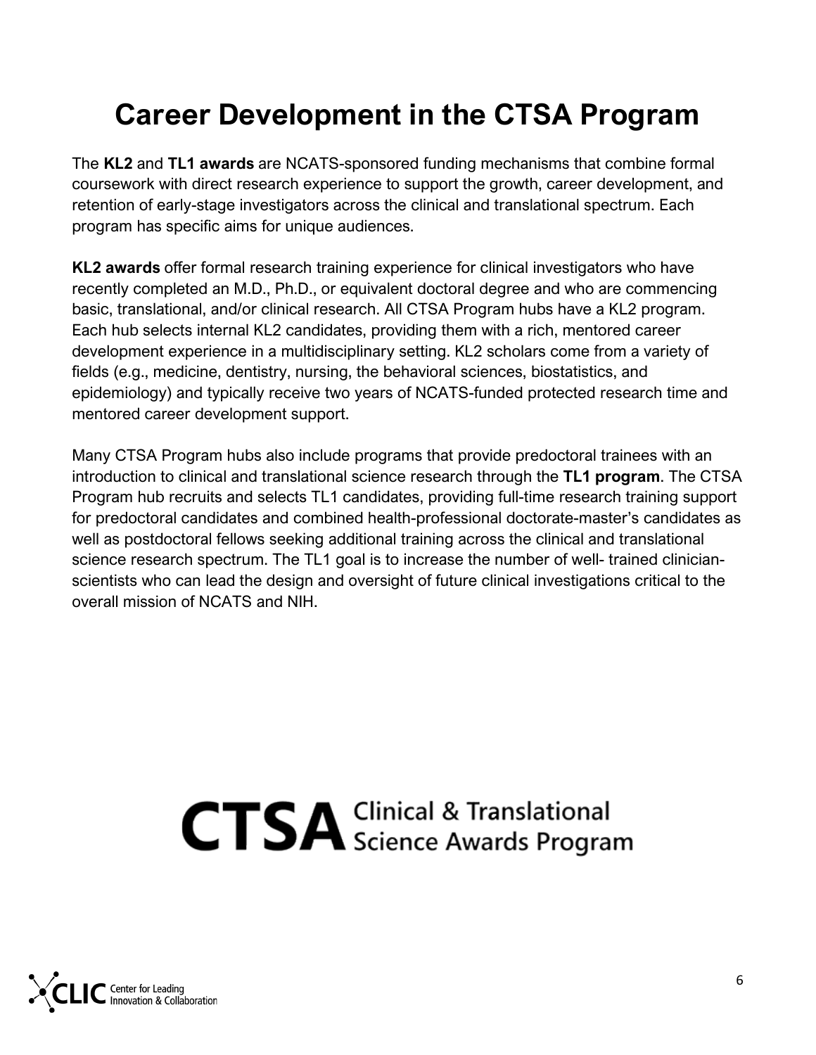# Career Development in the CTSA Program

The **KL2** and **TL1 awards** are NCATS-sponsored funding mechanisms that combine formal coursework with direct research experience to support the growth, career development, and retention of early-stage investigators across the clinical and translational spectrum. Each program has specific aims for unique audiences.

**KL2 awards** offer formal research training experience for clinical investigators who have recently completed an M.D., Ph.D., or equivalent doctoral degree and who are commencing basic, translational, and/or clinical research. All CTSA Program hubs have a KL2 program. Each hub selects internal KL2 candidates, providing them with a rich, mentored career development experience in a multidisciplinary setting. KL2 scholars come from a variety of fields (e.g., medicine, dentistry, nursing, the behavioral sciences, biostatistics, and epidemiology) and typically receive two years of NCATS-funded protected research time and mentored career development support.

Many CTSA Program hubs also include programs that provide predoctoral trainees with an introduction to clinical and translational science research through the **TL1 program**. The CTSA Program hub recruits and selects TL1 candidates, providing full-time research training support for predoctoral candidates and combined health-professional doctorate-master's candidates as well as postdoctoral fellows seeking additional training across the clinical and translational science research spectrum. The TL1 goal is to increase the number of well- trained clinician-scientists who can lead the design and oversight of future clinical investigations critical to the overall mission of NCATS and NIH.

**CTSA** Clinical & Translational Science Awards Program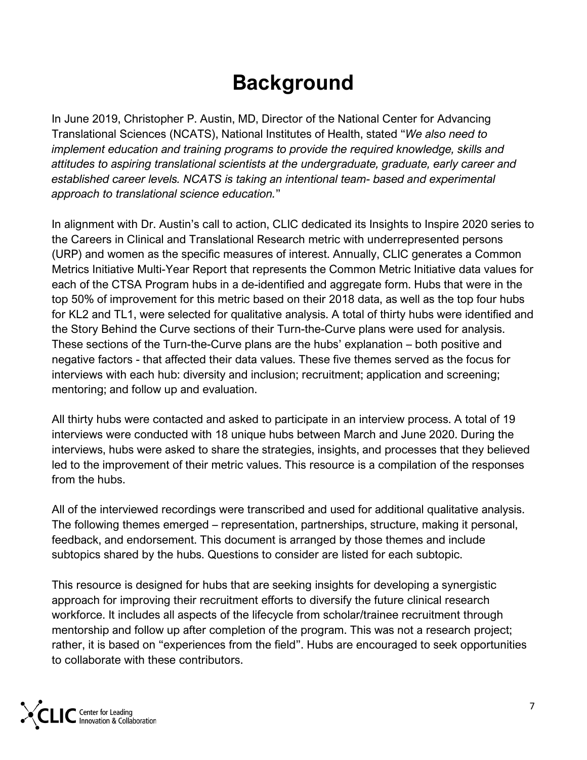# Background

In June 2019, Christopher P. Austin, MD, Director of the National Center for Advancing Translational Sciences (NCATS), National Institutes of Health, stated "*We also need to implement education and training programs to provide the required knowledge, skills and attitudes to aspiring translational scientists at the undergraduate, graduate, early career and established career levels. NCATS is taking an intentional team- based and experimental approach to translational science education.*"

In alignment with Dr. Austin's call to action, CLIC dedicated its Insights to Inspire 2020 series to the Careers in Clinical and Translational Research metric with underrepresented persons (URP) and women as the specific measures of interest. Annually, CLIC generates a Common Metrics Initiative Multi-Year Report that represents the Common Metric Initiative data values for each of the CTSA Program hubs in a de-identified and aggregate form. Hubs that were in the top 50% of improvement for this metric based on their 2018 data, as well as the top four hubs for KL2 and TL1, were selected for qualitative analysis. A total of thirty hubs were identified and the Story Behind the Curve sections of their Turn-the-Curve plans were used for analysis. These sections of the Turn-the-Curve plans are the hubs' explanation – both positive and negative factors - that affected their data values. These five themes served as the focus for interviews with each hub: diversity and inclusion; recruitment; application and screening; mentoring; and follow up and evaluation.

All thirty hubs were contacted and asked to participate in an interview process. A total of 19 interviews were conducted with 18 unique hubs between March and June 2020. During the interviews, hubs were asked to share the strategies, insights, and processes that they believed led to the improvement of their metric values. This resource is a compilation of the responses from the hubs.

All of the interviewed recordings were transcribed and used for additional qualitative analysis. The following themes emerged – representation, partnerships, structure, making it personal, feedback, and endorsement. This document is arranged by those themes and include subtopics shared by the hubs. Questions to consider are listed for each subtopic.

This resource is designed for hubs that are seeking insights for developing a synergistic approach for improving their recruitment efforts to diversify the future clinical research workforce. It includes all aspects of the lifecycle from scholar/trainee recruitment through mentorship and follow up after completion of the program. This was not a research project; rather, it is based on "experiences from the field". Hubs are encouraged to seek opportunities to collaborate with these contributors.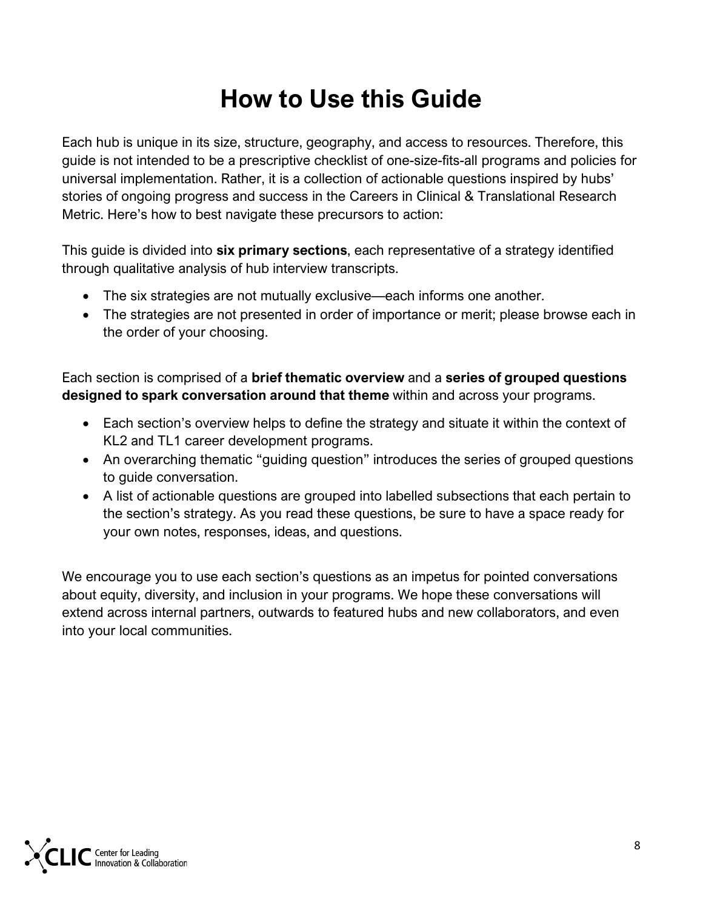# How to Use this Guide

Each hub is unique in its size, structure, geography, and access to resources. Therefore, this guide is not intended to be a prescriptive checklist of one-size-fits-all programs and policies for universal implementation. Rather, it is a collection of actionable questions inspired by hubs' stories of ongoing progress and success in the Careers in Clinical & Translational Research Metric. Here's how to best navigate these precursors to action:

This guide is divided into **six primary sections**, each representative of a strategy identified through qualitative analysis of hub interview transcripts.

- The six strategies are not mutually exclusive—each informs one another.
- The strategies are not presented in order of importance or merit; please browse each in the order of your choosing.

Each section is comprised of a **brief thematic overview** and a **series of grouped questions designed to spark conversation around that theme** within and across your programs.

- Each section's overview helps to define the strategy and situate it within the context of KL2 and TL1 career development programs.
- An overarching thematic "guiding question" introduces the series of grouped questions to guide conversation.
- A list of actionable questions are grouped into labelled subsections that each pertain to the section's strategy. As you read these questions, be sure to have a space ready for your own notes, responses, ideas, and questions.

We encourage you to use each section's questions as an impetus for pointed conversations about equity, diversity, and inclusion in your programs. We hope these conversations will extend across internal partners, outwards to featured hubs and new collaborators, and even into your local communities.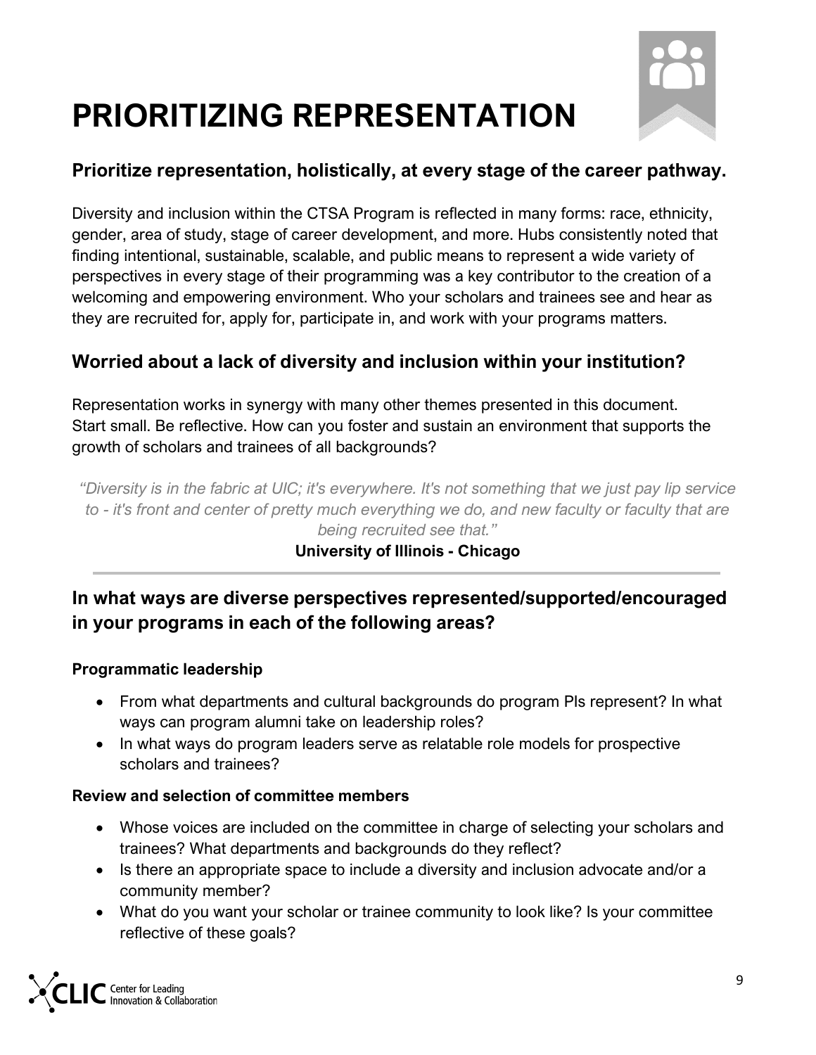# PRIORITIZING REPRESENTATION

## Prioritize representation, holistically, at every stage of the career pathway.

Diversity and inclusion within the CTSA Program is reflected in many forms: race, ethnicity, gender, area of study, stage of career development, and more. Hubs consistently noted that finding intentional, sustainable, scalable, and public means to represent a wide variety of perspectives in every stage of their programming was a key contributor to the creation of a welcoming and empowering environment. Who your scholars and trainees see and hear as they are recruited for, apply for, participate in, and work with your programs matters.

## Worried about a lack of diversity and inclusion within your institution?

Representation works in synergy with many other themes presented in this document. Start small. Be reflective. How can you foster and sustain an environment that supports the growth of scholars and trainees of all backgrounds?

> *"Diversity is in the fabric at UIC; it's everywhere. It's not something that we just pay lip service to - it's front and center of pretty much everything we do, and new faculty or faculty that are being recruited see that."*
>
> **University of Illinois - Chicago**

---

## In what ways are diverse perspectives represented/supported/encouraged in your programs in each of the following areas?

**Programmatic leadership**

- From what departments and cultural backgrounds do program PIs represent? In what ways can program alumni take on leadership roles?
- In what ways do program leaders serve as relatable role models for prospective scholars and trainees?

**Review and selection of committee members**

- Whose voices are included on the committee in charge of selecting your scholars and trainees? What departments and backgrounds do they reflect?
- Is there an appropriate space to include a diversity and inclusion advocate and/or a community member?
- What do you want your scholar or trainee community to look like? Is your committee reflective of these goals?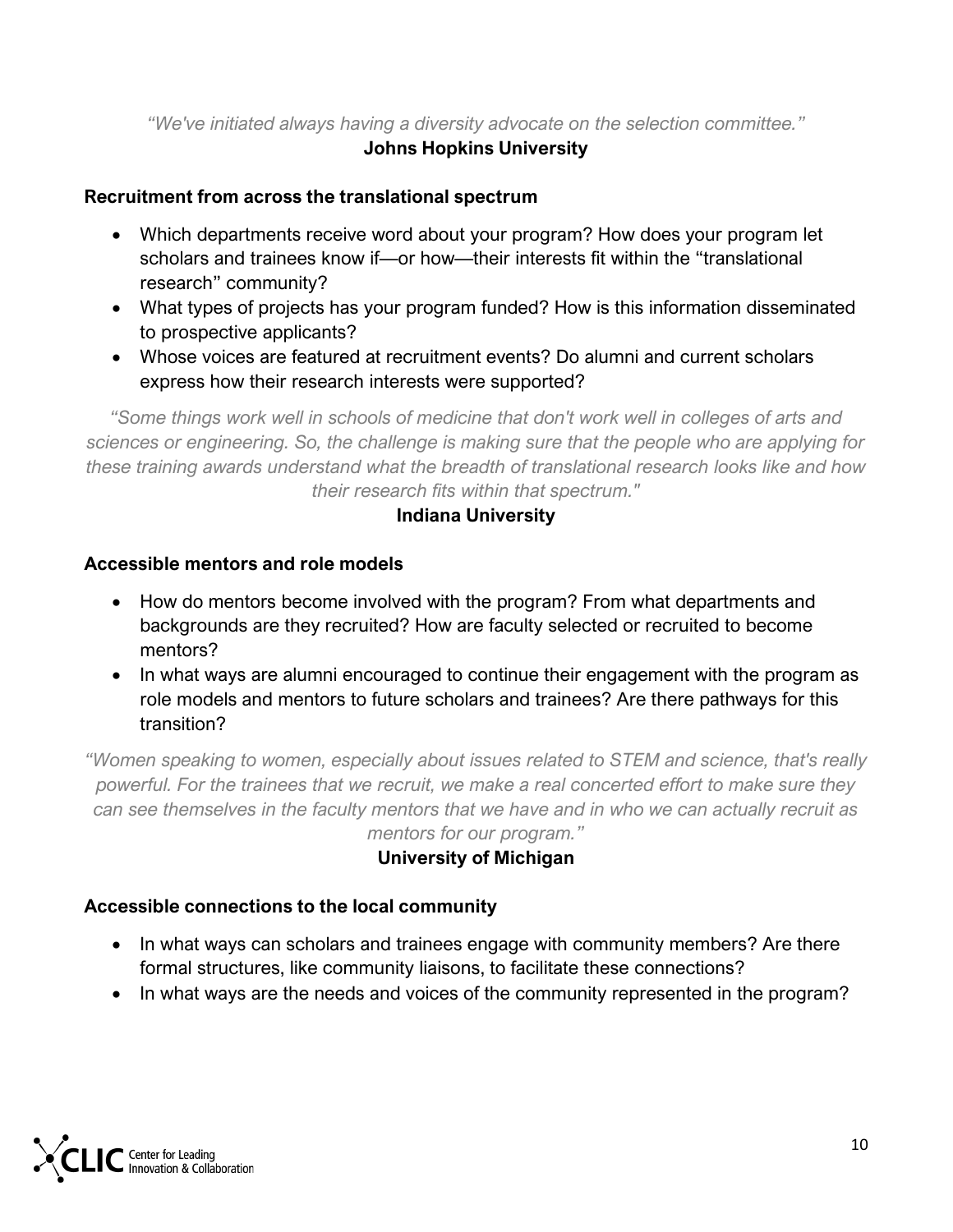*"We've initiated always having a diversity advocate on the selection committee."*

**Johns Hopkins University**

**Recruitment from across the translational spectrum**

- Which departments receive word about your program? How does your program let scholars and trainees know if—or how—their interests fit within the "translational research" community?
- What types of projects has your program funded? How is this information disseminated to prospective applicants?
- Whose voices are featured at recruitment events? Do alumni and current scholars express how their research interests were supported?

*"Some things work well in schools of medicine that don't work well in colleges of arts and sciences or engineering. So, the challenge is making sure that the people who are applying for these training awards understand what the breadth of translational research looks like and how their research fits within that spectrum."*

**Indiana University**

**Accessible mentors and role models**

- How do mentors become involved with the program? From what departments and backgrounds are they recruited? How are faculty selected or recruited to become mentors?
- In what ways are alumni encouraged to continue their engagement with the program as role models and mentors to future scholars and trainees? Are there pathways for this transition?

*"Women speaking to women, especially about issues related to STEM and science, that's really powerful. For the trainees that we recruit, we make a real concerted effort to make sure they can see themselves in the faculty mentors that we have and in who we can actually recruit as mentors for our program."*

**University of Michigan**

**Accessible connections to the local community**

- In what ways can scholars and trainees engage with community members? Are there formal structures, like community liaisons, to facilitate these connections?
- In what ways are the needs and voices of the community represented in the program?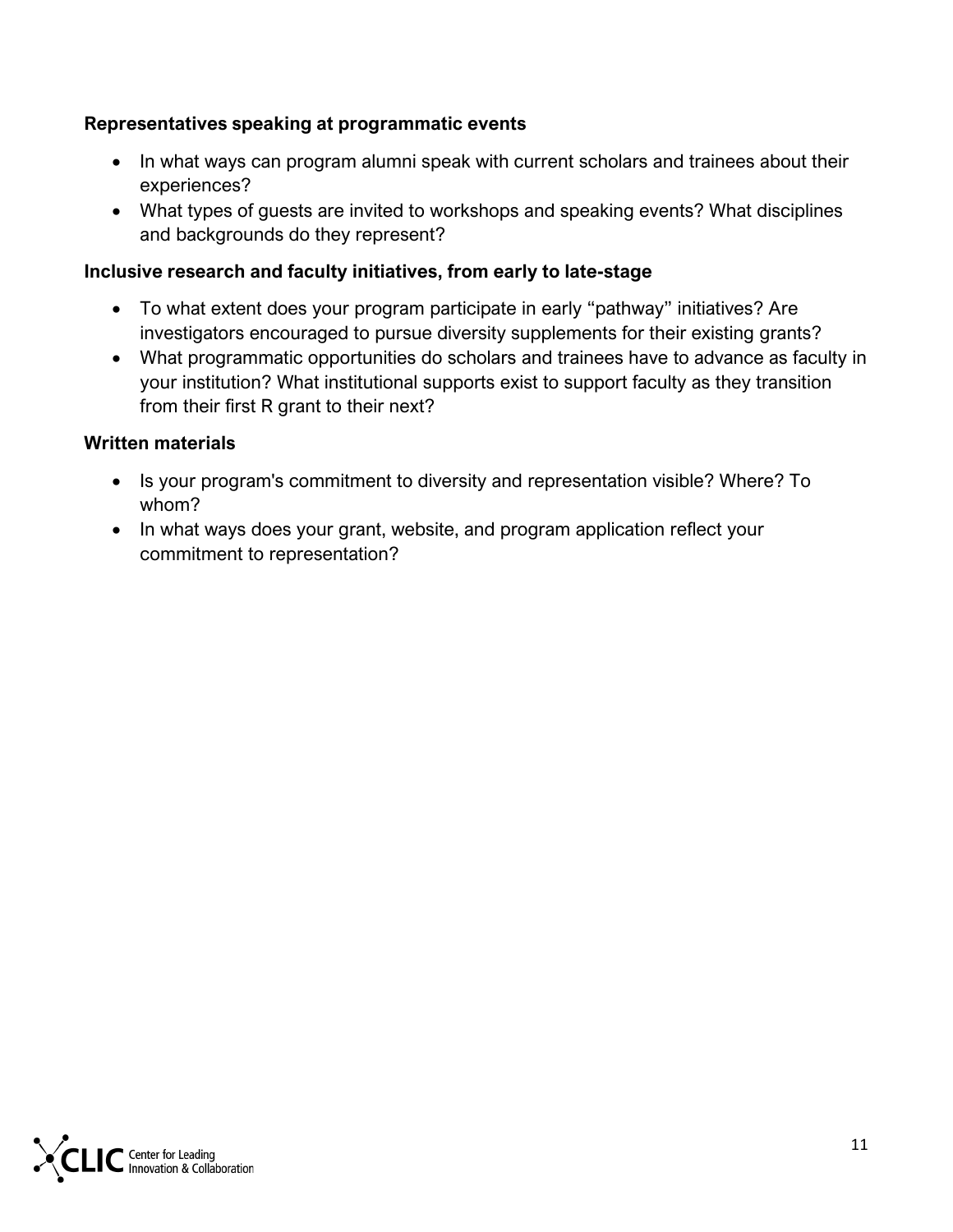**Representatives speaking at programmatic events**

- In what ways can program alumni speak with current scholars and trainees about their experiences?
- What types of guests are invited to workshops and speaking events? What disciplines and backgrounds do they represent?

**Inclusive research and faculty initiatives, from early to late-stage**

- To what extent does your program participate in early "pathway" initiatives? Are investigators encouraged to pursue diversity supplements for their existing grants?
- What programmatic opportunities do scholars and trainees have to advance as faculty in your institution? What institutional supports exist to support faculty as they transition from their first R grant to their next?

**Written materials**

- Is your program's commitment to diversity and representation visible? Where? To whom?
- In what ways does your grant, website, and program application reflect your commitment to representation?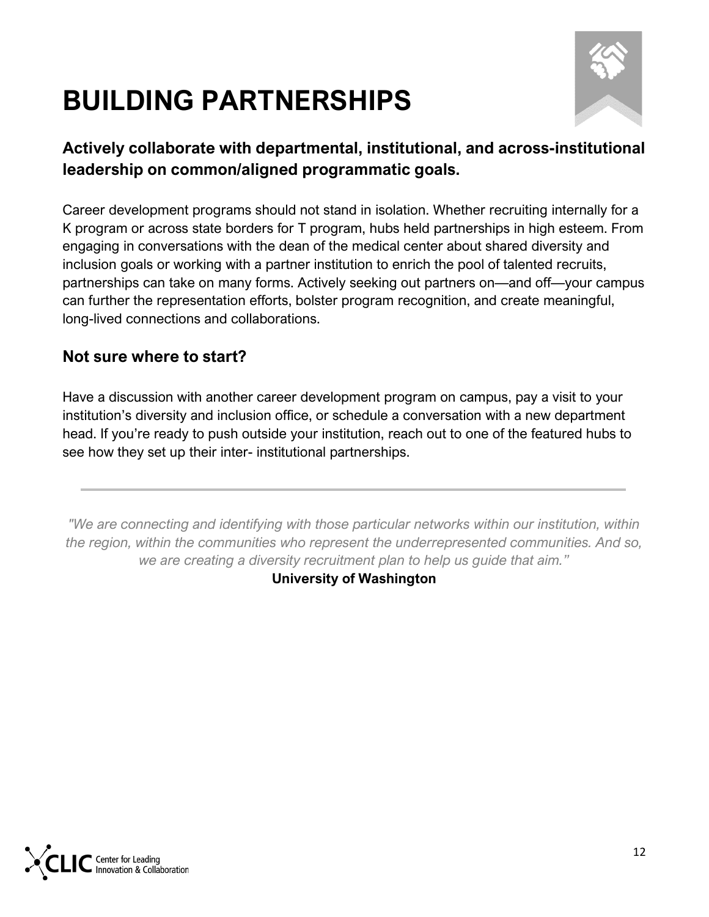# BUILDING PARTNERSHIPS

## Actively collaborate with departmental, institutional, and across-institutional leadership on common/aligned programmatic goals.

Career development programs should not stand in isolation. Whether recruiting internally for a K program or across state borders for T program, hubs held partnerships in high esteem. From engaging in conversations with the dean of the medical center about shared diversity and inclusion goals or working with a partner institution to enrich the pool of talented recruits, partnerships can take on many forms. Actively seeking out partners on—and off—your campus can further the representation efforts, bolster program recognition, and create meaningful, long-lived connections and collaborations.

### Not sure where to start?

Have a discussion with another career development program on campus, pay a visit to your institution's diversity and inclusion office, or schedule a conversation with a new department head. If you're ready to push outside your institution, reach out to one of the featured hubs to see how they set up their inter- institutional partnerships.

---

*"We are connecting and identifying with those particular networks within our institution, within the region, within the communities who represent the underrepresented communities. And so, we are creating a diversity recruitment plan to help us guide that aim."*

**University of Washington**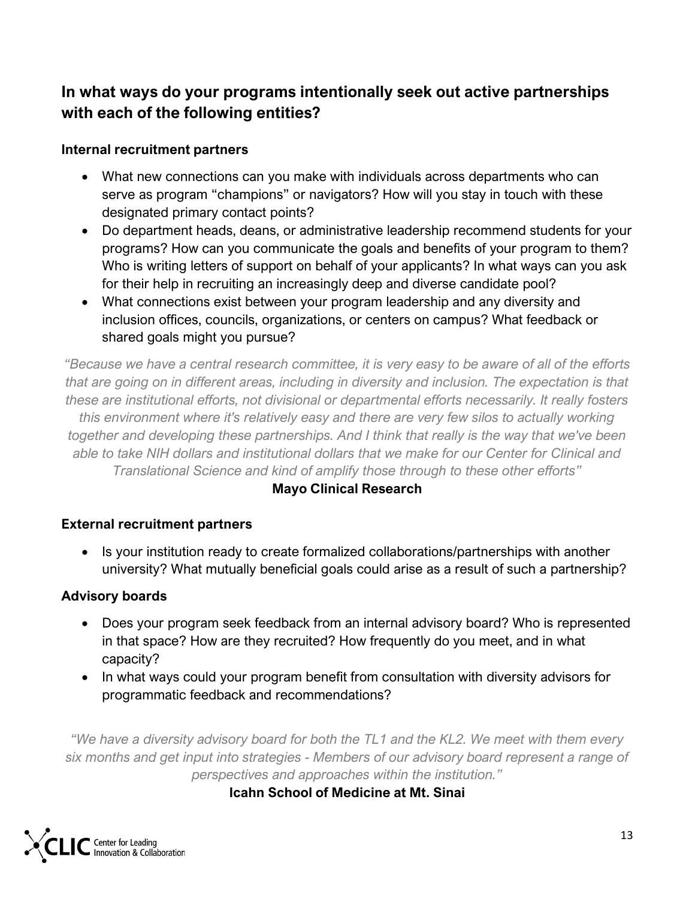## In what ways do your programs intentionally seek out active partnerships with each of the following entities?

### Internal recruitment partners

- What new connections can you make with individuals across departments who can serve as program "champions" or navigators? How will you stay in touch with these designated primary contact points?
- Do department heads, deans, or administrative leadership recommend students for your programs? How can you communicate the goals and benefits of your program to them? Who is writing letters of support on behalf of your applicants? In what ways can you ask for their help in recruiting an increasingly deep and diverse candidate pool?
- What connections exist between your program leadership and any diversity and inclusion offices, councils, organizations, or centers on campus? What feedback or shared goals might you pursue?

*"Because we have a central research committee, it is very easy to be aware of all of the efforts that are going on in different areas, including in diversity and inclusion. The expectation is that these are institutional efforts, not divisional or departmental efforts necessarily. It really fosters this environment where it's relatively easy and there are very few silos to actually working together and developing these partnerships. And I think that really is the way that we've been able to take NIH dollars and institutional dollars that we make for our Center for Clinical and Translational Science and kind of amplify those through to these other efforts"*

**Mayo Clinical Research**

### External recruitment partners

- Is your institution ready to create formalized collaborations/partnerships with another university? What mutually beneficial goals could arise as a result of such a partnership?

### Advisory boards

- Does your program seek feedback from an internal advisory board? Who is represented in that space? How are they recruited? How frequently do you meet, and in what capacity?
- In what ways could your program benefit from consultation with diversity advisors for programmatic feedback and recommendations?

*"We have a diversity advisory board for both the TL1 and the KL2. We meet with them every six months and get input into strategies - Members of our advisory board represent a range of perspectives and approaches within the institution."*

**Icahn School of Medicine at Mt. Sinai**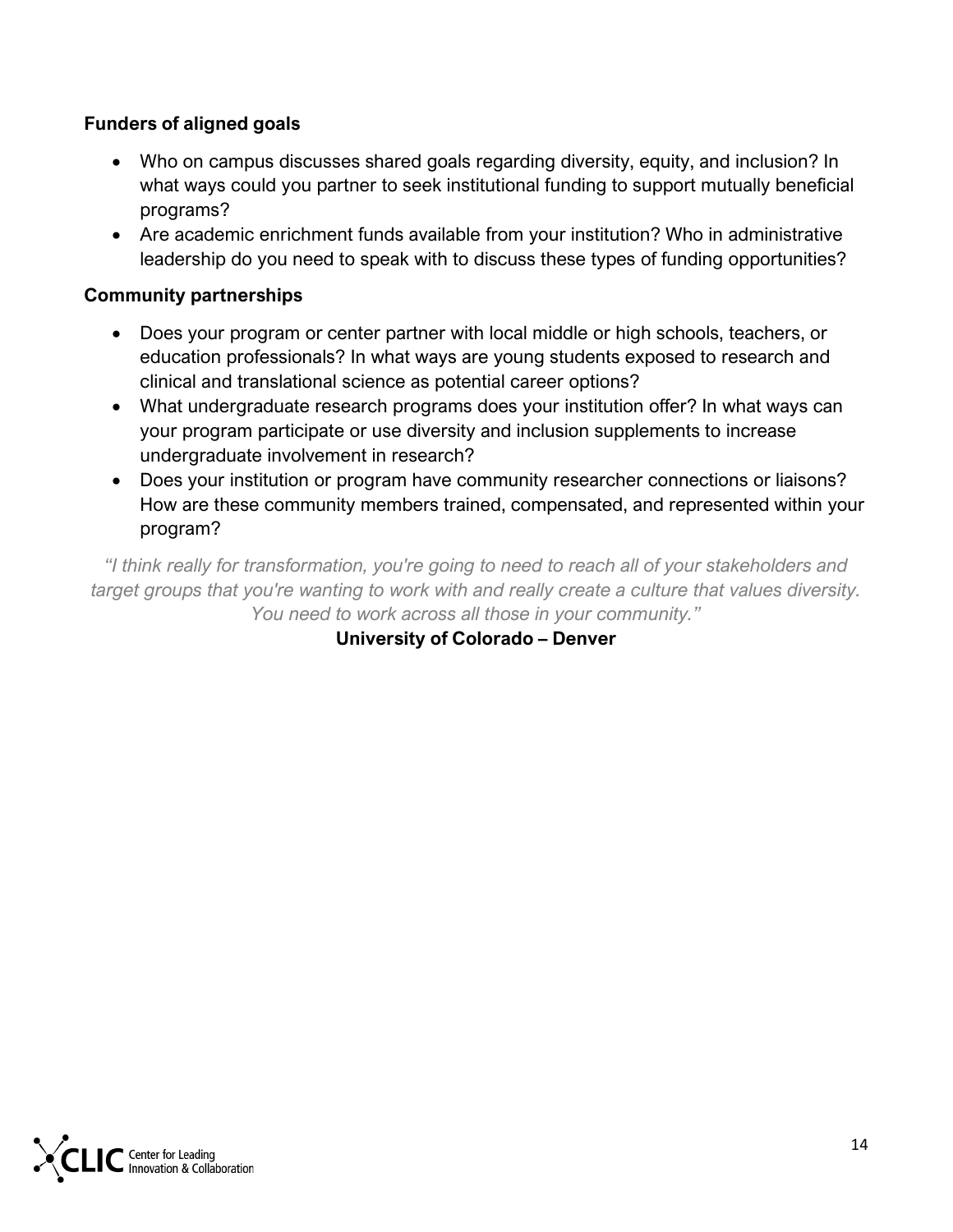**Funders of aligned goals**

- Who on campus discusses shared goals regarding diversity, equity, and inclusion? In what ways could you partner to seek institutional funding to support mutually beneficial programs?
- Are academic enrichment funds available from your institution? Who in administrative leadership do you need to speak with to discuss these types of funding opportunities?

**Community partnerships**

- Does your program or center partner with local middle or high schools, teachers, or education professionals? In what ways are young students exposed to research and clinical and translational science as potential career options?
- What undergraduate research programs does your institution offer? In what ways can your program participate or use diversity and inclusion supplements to increase undergraduate involvement in research?
- Does your institution or program have community researcher connections or liaisons? How are these community members trained, compensated, and represented within your program?

*"I think really for transformation, you're going to need to reach all of your stakeholders and target groups that you're wanting to work with and really create a culture that values diversity. You need to work across all those in your community."*

**University of Colorado – Denver**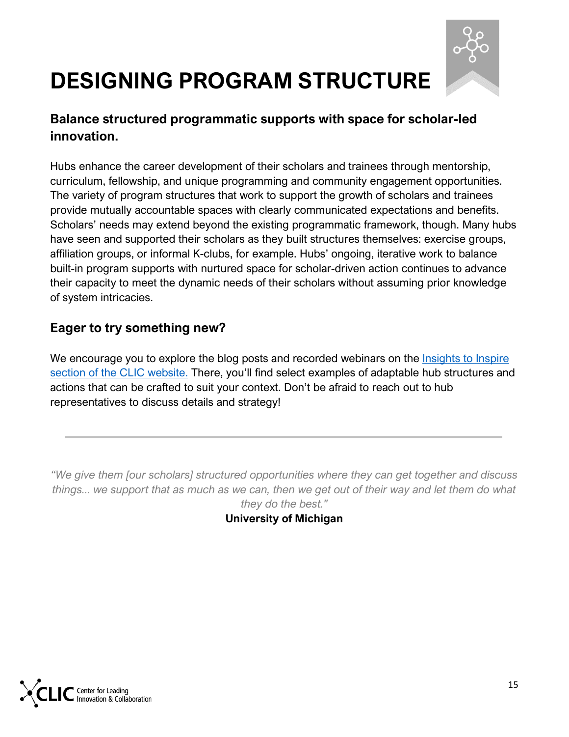# DESIGNING PROGRAM STRUCTURE

### Balance structured programmatic supports with space for scholar-led innovation.

Hubs enhance the career development of their scholars and trainees through mentorship, curriculum, fellowship, and unique programming and community engagement opportunities. The variety of program structures that work to support the growth of scholars and trainees provide mutually accountable spaces with clearly communicated expectations and benefits. Scholars' needs may extend beyond the existing programmatic framework, though. Many hubs have seen and supported their scholars as they built structures themselves: exercise groups, affiliation groups, or informal K-clubs, for example. Hubs' ongoing, iterative work to balance built-in program supports with nurtured space for scholar-driven action continues to advance their capacity to meet the dynamic needs of their scholars without assuming prior knowledge of system intricacies.

### Eager to try something new?

We encourage you to explore the blog posts and recorded webinars on the Insights to Inspire section of the CLIC website. There, you'll find select examples of adaptable hub structures and actions that can be crafted to suit your context. Don't be afraid to reach out to hub representatives to discuss details and strategy!

---

*"We give them [our scholars] structured opportunities where they can get together and discuss things... we support that as much as we can, then we get out of their way and let them do what they do the best."*

**University of Michigan**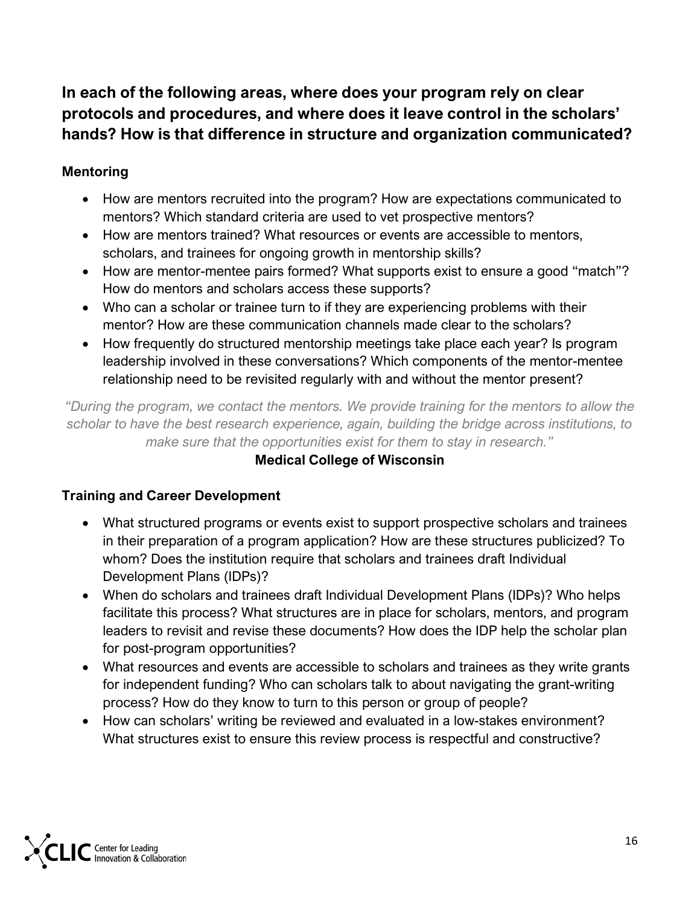## In each of the following areas, where does your program rely on clear protocols and procedures, and where does it leave control in the scholars' hands? How is that difference in structure and organization communicated?

### Mentoring

- How are mentors recruited into the program? How are expectations communicated to mentors? Which standard criteria are used to vet prospective mentors?
- How are mentors trained? What resources or events are accessible to mentors, scholars, and trainees for ongoing growth in mentorship skills?
- How are mentor-mentee pairs formed? What supports exist to ensure a good "match"? How do mentors and scholars access these supports?
- Who can a scholar or trainee turn to if they are experiencing problems with their mentor? How are these communication channels made clear to the scholars?
- How frequently do structured mentorship meetings take place each year? Is program leadership involved in these conversations? Which components of the mentor-mentee relationship need to be revisited regularly with and without the mentor present?

*"During the program, we contact the mentors. We provide training for the mentors to allow the scholar to have the best research experience, again, building the bridge across institutions, to make sure that the opportunities exist for them to stay in research."*

**Medical College of Wisconsin**

### Training and Career Development

- What structured programs or events exist to support prospective scholars and trainees in their preparation of a program application? How are these structures publicized? To whom? Does the institution require that scholars and trainees draft Individual Development Plans (IDPs)?
- When do scholars and trainees draft Individual Development Plans (IDPs)? Who helps facilitate this process? What structures are in place for scholars, mentors, and program leaders to revisit and revise these documents? How does the IDP help the scholar plan for post-program opportunities?
- What resources and events are accessible to scholars and trainees as they write grants for independent funding? Who can scholars talk to about navigating the grant-writing process? How do they know to turn to this person or group of people?
- How can scholars' writing be reviewed and evaluated in a low-stakes environment? What structures exist to ensure this review process is respectful and constructive?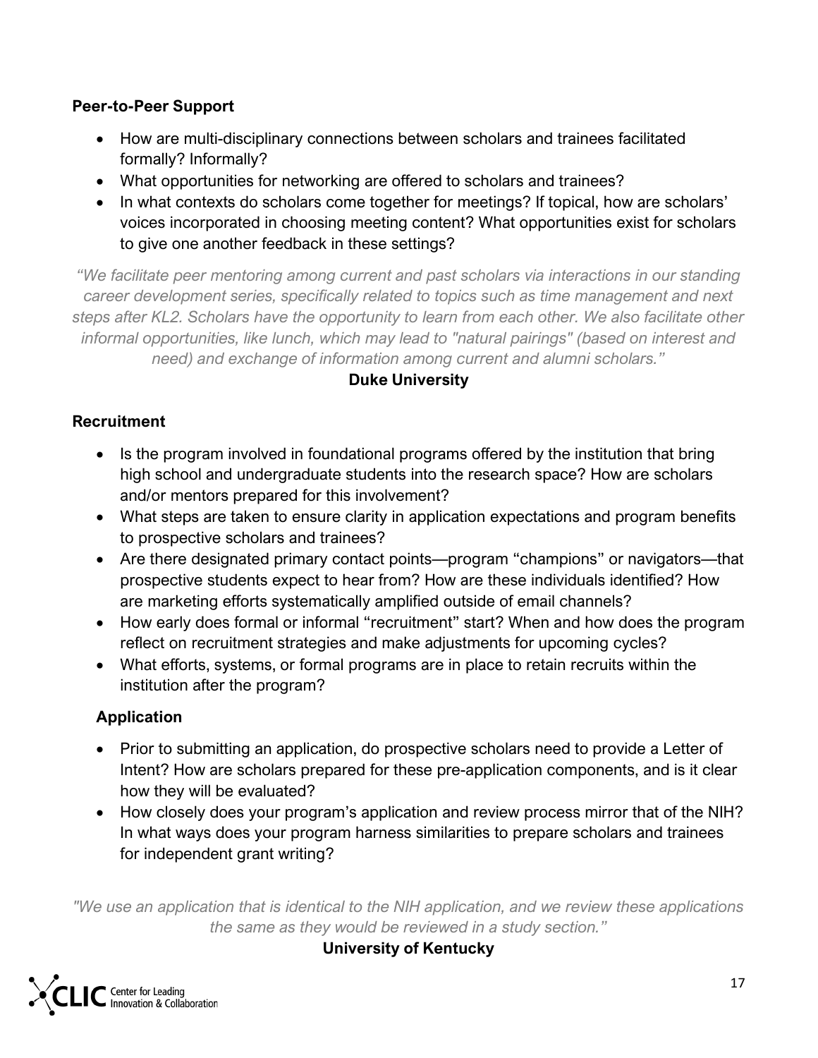### Peer-to-Peer Support

- How are multi-disciplinary connections between scholars and trainees facilitated formally? Informally?
- What opportunities for networking are offered to scholars and trainees?
- In what contexts do scholars come together for meetings? If topical, how are scholars' voices incorporated in choosing meeting content? What opportunities exist for scholars to give one another feedback in these settings?

*"We facilitate peer mentoring among current and past scholars via interactions in our standing career development series, specifically related to topics such as time management and next steps after KL2. Scholars have the opportunity to learn from each other. We also facilitate other informal opportunities, like lunch, which may lead to "natural pairings" (based on interest and need) and exchange of information among current and alumni scholars."*

**Duke University**

### Recruitment

- Is the program involved in foundational programs offered by the institution that bring high school and undergraduate students into the research space? How are scholars and/or mentors prepared for this involvement?
- What steps are taken to ensure clarity in application expectations and program benefits to prospective scholars and trainees?
- Are there designated primary contact points—program "champions" or navigators—that prospective students expect to hear from? How are these individuals identified? How are marketing efforts systematically amplified outside of email channels?
- How early does formal or informal "recruitment" start? When and how does the program reflect on recruitment strategies and make adjustments for upcoming cycles?
- What efforts, systems, or formal programs are in place to retain recruits within the institution after the program?

### Application

- Prior to submitting an application, do prospective scholars need to provide a Letter of Intent? How are scholars prepared for these pre-application components, and is it clear how they will be evaluated?
- How closely does your program's application and review process mirror that of the NIH? In what ways does your program harness similarities to prepare scholars and trainees for independent grant writing?

*"We use an application that is identical to the NIH application, and we review these applications the same as they would be reviewed in a study section."*

**University of Kentucky**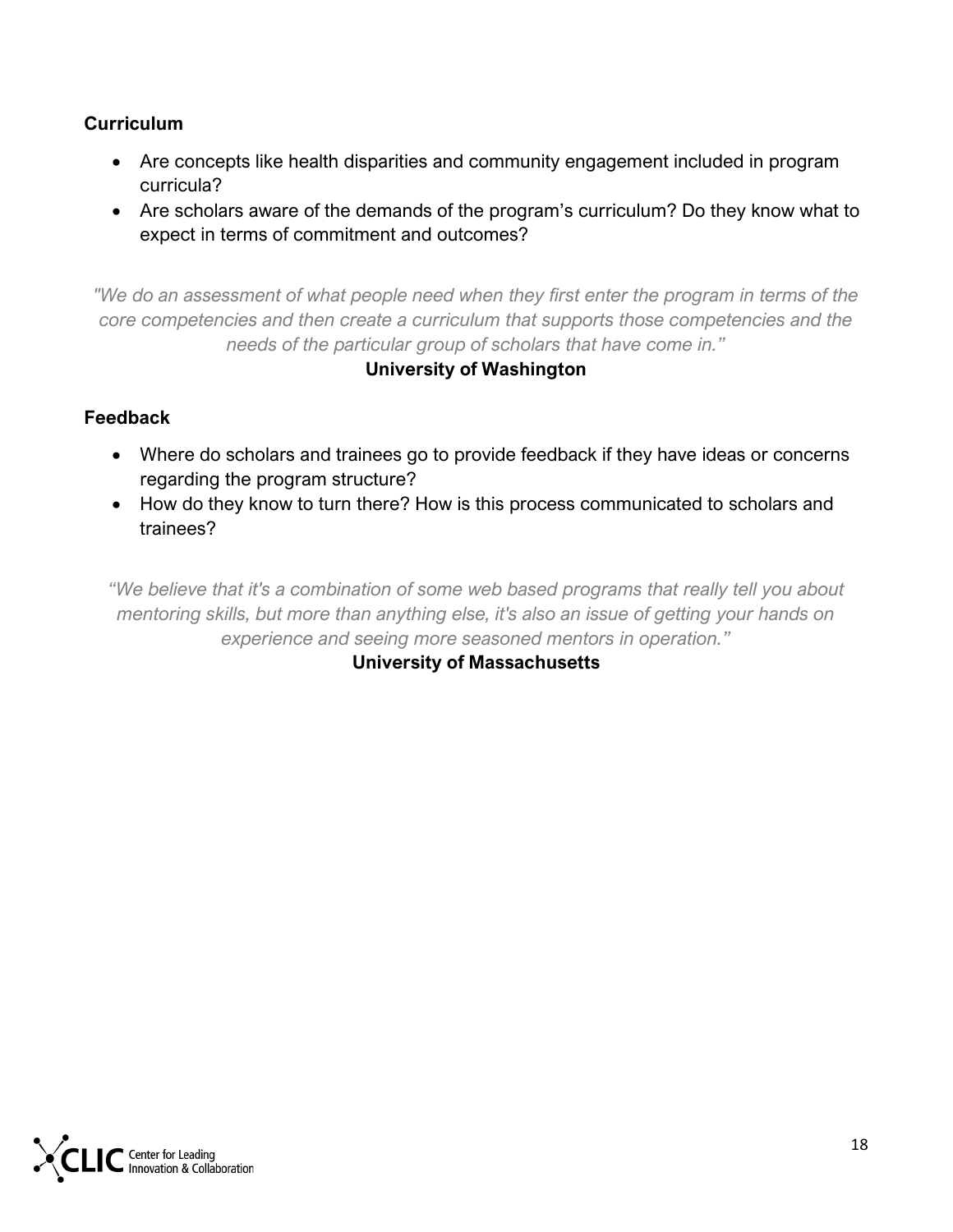**Curriculum**

- Are concepts like health disparities and community engagement included in program curricula?
- Are scholars aware of the demands of the program's curriculum? Do they know what to expect in terms of commitment and outcomes?

*"We do an assessment of what people need when they first enter the program in terms of the core competencies and then create a curriculum that supports those competencies and the needs of the particular group of scholars that have come in."*

**University of Washington**

**Feedback**

- Where do scholars and trainees go to provide feedback if they have ideas or concerns regarding the program structure?
- How do they know to turn there? How is this process communicated to scholars and trainees?

*"We believe that it's a combination of some web based programs that really tell you about mentoring skills, but more than anything else, it's also an issue of getting your hands on experience and seeing more seasoned mentors in operation."*

**University of Massachusetts**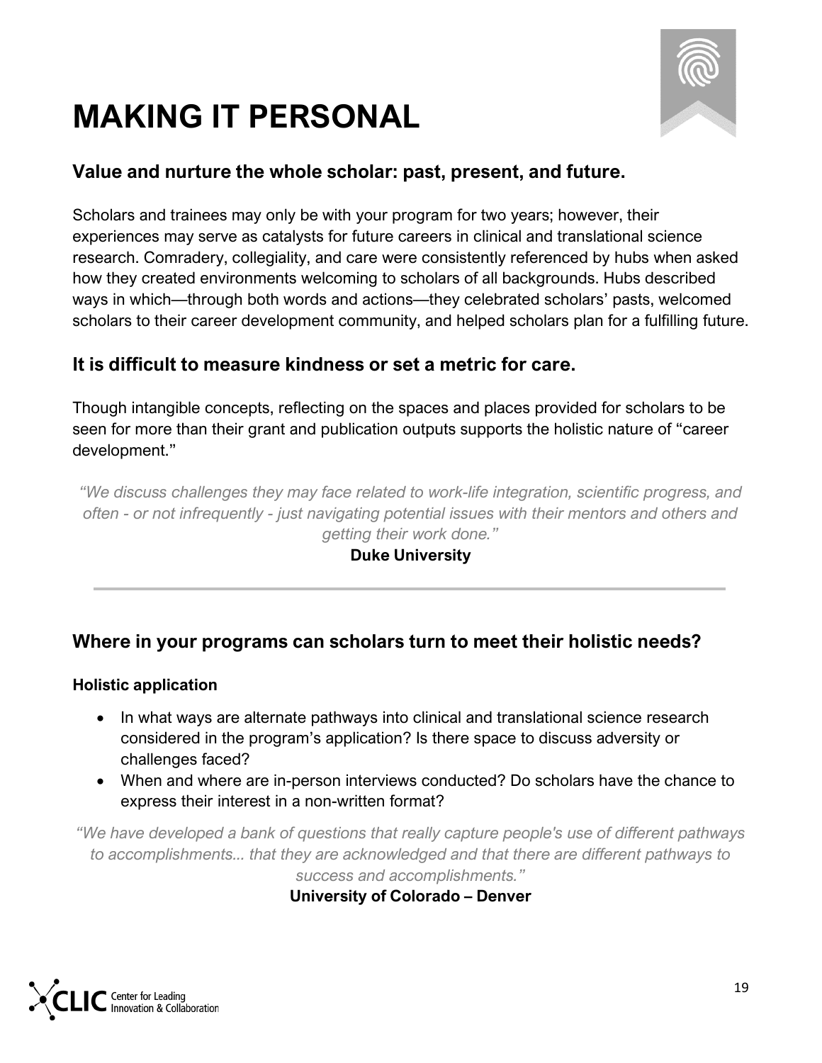# MAKING IT PERSONAL

## Value and nurture the whole scholar: past, present, and future.

Scholars and trainees may only be with your program for two years; however, their experiences may serve as catalysts for future careers in clinical and translational science research. Comradery, collegiality, and care were consistently referenced by hubs when asked how they created environments welcoming to scholars of all backgrounds. Hubs described ways in which—through both words and actions—they celebrated scholars' pasts, welcomed scholars to their career development community, and helped scholars plan for a fulfilling future.

## It is difficult to measure kindness or set a metric for care.

Though intangible concepts, reflecting on the spaces and places provided for scholars to be seen for more than their grant and publication outputs supports the holistic nature of "career development."

*"We discuss challenges they may face related to work-life integration, scientific progress, and often - or not infrequently - just navigating potential issues with their mentors and others and getting their work done."*

**Duke University**

---

## Where in your programs can scholars turn to meet their holistic needs?

**Holistic application**

- In what ways are alternate pathways into clinical and translational science research considered in the program's application? Is there space to discuss adversity or challenges faced?
- When and where are in-person interviews conducted? Do scholars have the chance to express their interest in a non-written format?

*"We have developed a bank of questions that really capture people's use of different pathways to accomplishments... that they are acknowledged and that there are different pathways to success and accomplishments."*

**University of Colorado – Denver**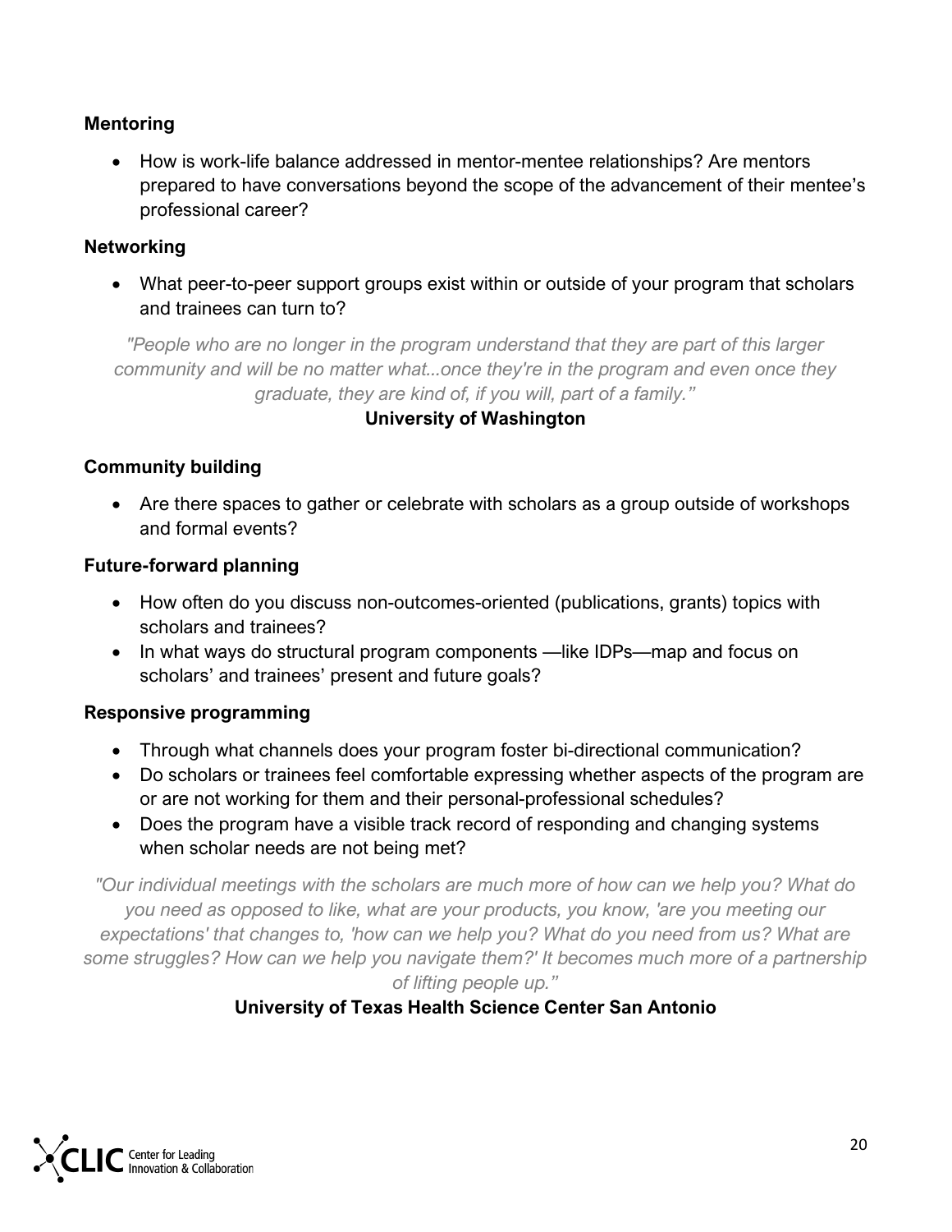### Mentoring

- How is work-life balance addressed in mentor-mentee relationships? Are mentors prepared to have conversations beyond the scope of the advancement of their mentee's professional career?

### Networking

- What peer-to-peer support groups exist within or outside of your program that scholars and trainees can turn to?

*"People who are no longer in the program understand that they are part of this larger community and will be no matter what...once they're in the program and even once they graduate, they are kind of, if you will, part of a family."*

**University of Washington**

### Community building

- Are there spaces to gather or celebrate with scholars as a group outside of workshops and formal events?

### Future-forward planning

- How often do you discuss non-outcomes-oriented (publications, grants) topics with scholars and trainees?
- In what ways do structural program components —like IDPs—map and focus on scholars' and trainees' present and future goals?

### Responsive programming

- Through what channels does your program foster bi-directional communication?
- Do scholars or trainees feel comfortable expressing whether aspects of the program are or are not working for them and their personal-professional schedules?
- Does the program have a visible track record of responding and changing systems when scholar needs are not being met?

*"Our individual meetings with the scholars are much more of how can we help you? What do you need as opposed to like, what are your products, you know, 'are you meeting our expectations' that changes to, 'how can we help you? What do you need from us? What are some struggles? How can we help you navigate them?' It becomes much more of a partnership of lifting people up."*

**University of Texas Health Science Center San Antonio**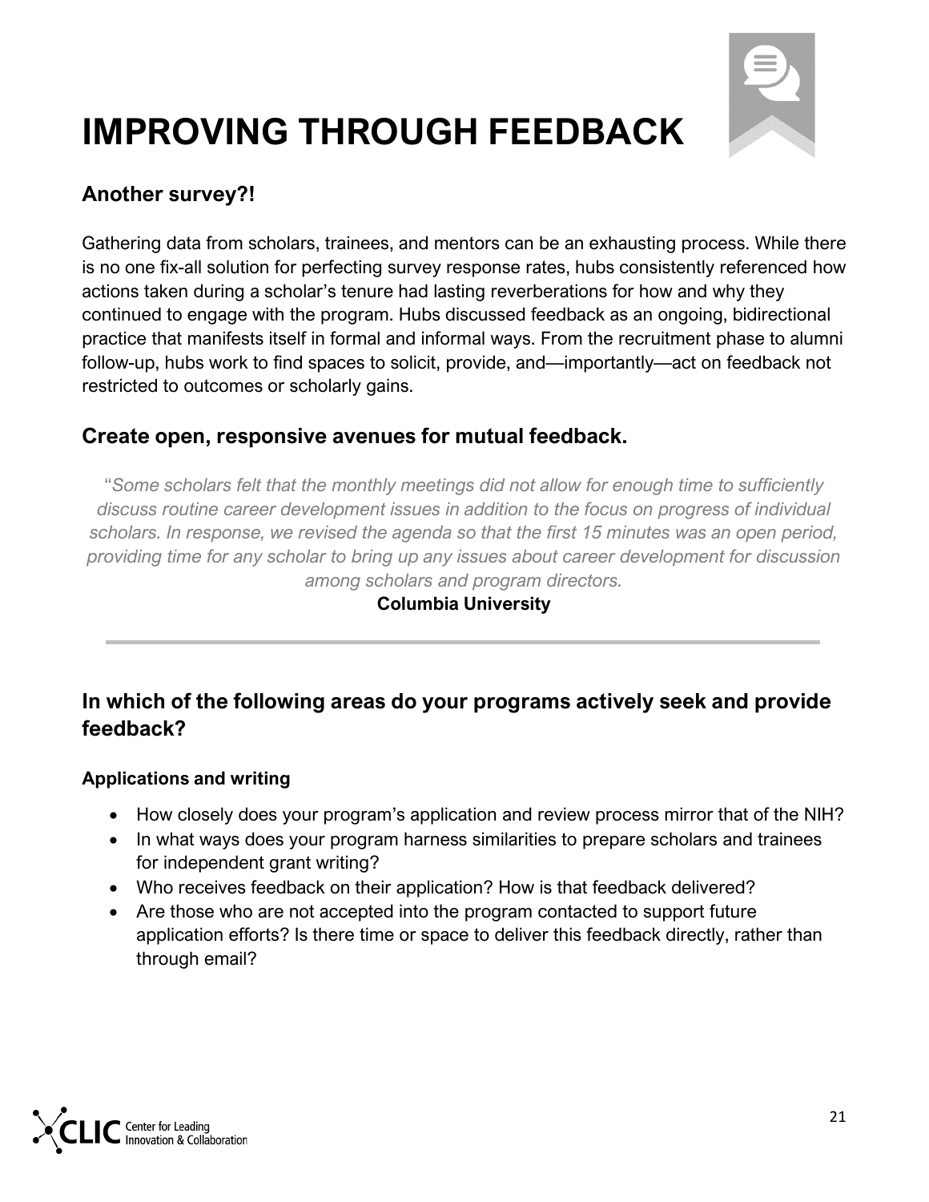# IMPROVING THROUGH FEEDBACK

## Another survey?!

Gathering data from scholars, trainees, and mentors can be an exhausting process. While there is no one fix-all solution for perfecting survey response rates, hubs consistently referenced how actions taken during a scholar's tenure had lasting reverberations for how and why they continued to engage with the program. Hubs discussed feedback as an ongoing, bidirectional practice that manifests itself in formal and informal ways. From the recruitment phase to alumni follow-up, hubs work to find spaces to solicit, provide, and—importantly—act on feedback not restricted to outcomes or scholarly gains.

## Create open, responsive avenues for mutual feedback.

"*Some scholars felt that the monthly meetings did not allow for enough time to sufficiently discuss routine career development issues in addition to the focus on progress of individual scholars. In response, we revised the agenda so that the first 15 minutes was an open period, providing time for any scholar to bring up any issues about career development for discussion among scholars and program directors.*

**Columbia University**

---

## In which of the following areas do your programs actively seek and provide feedback?

### Applications and writing

- How closely does your program's application and review process mirror that of the NIH?
- In what ways does your program harness similarities to prepare scholars and trainees for independent grant writing?
- Who receives feedback on their application? How is that feedback delivered?
- Are those who are not accepted into the program contacted to support future application efforts? Is there time or space to deliver this feedback directly, rather than through email?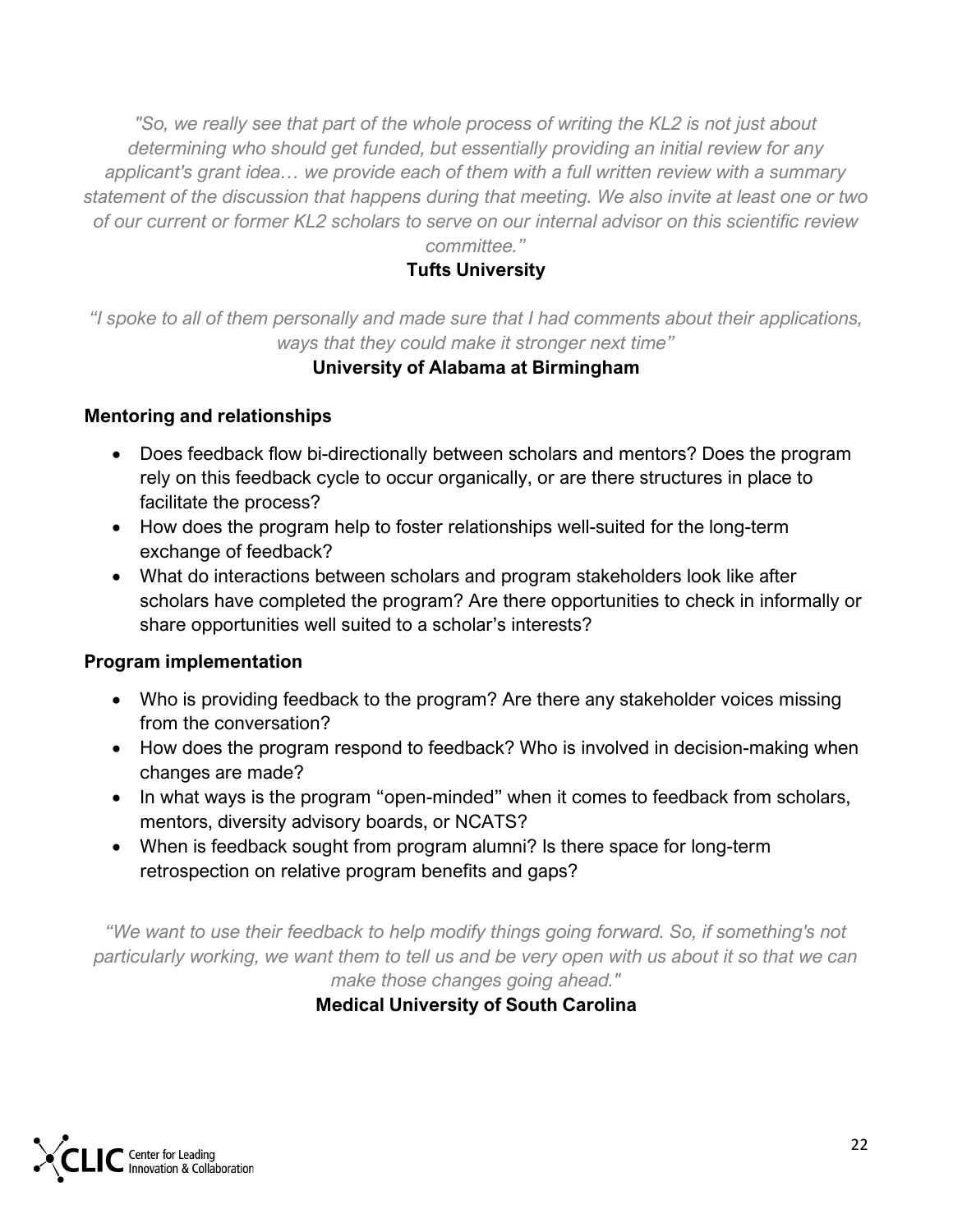*"So, we really see that part of the whole process of writing the KL2 is not just about determining who should get funded, but essentially providing an initial review for any applicant's grant idea… we provide each of them with a full written review with a summary statement of the discussion that happens during that meeting. We also invite at least one or two of our current or former KL2 scholars to serve on our internal advisor on this scientific review committee."*

**Tufts University**

*"I spoke to all of them personally and made sure that I had comments about their applications, ways that they could make it stronger next time"*

**University of Alabama at Birmingham**

**Mentoring and relationships**

- Does feedback flow bi-directionally between scholars and mentors? Does the program rely on this feedback cycle to occur organically, or are there structures in place to facilitate the process?
- How does the program help to foster relationships well-suited for the long-term exchange of feedback?
- What do interactions between scholars and program stakeholders look like after scholars have completed the program? Are there opportunities to check in informally or share opportunities well suited to a scholar's interests?

**Program implementation**

- Who is providing feedback to the program? Are there any stakeholder voices missing from the conversation?
- How does the program respond to feedback? Who is involved in decision-making when changes are made?
- In what ways is the program "open-minded" when it comes to feedback from scholars, mentors, diversity advisory boards, or NCATS?
- When is feedback sought from program alumni? Is there space for long-term retrospection on relative program benefits and gaps?

*"We want to use their feedback to help modify things going forward. So, if something's not particularly working, we want them to tell us and be very open with us about it so that we can make those changes going ahead."*

**Medical University of South Carolina**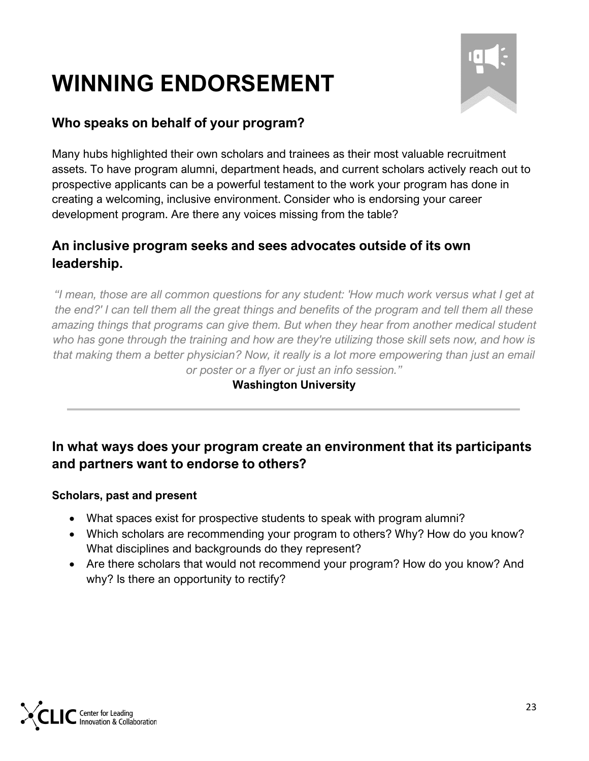# WINNING ENDORSEMENT

## Who speaks on behalf of your program?

Many hubs highlighted their own scholars and trainees as their most valuable recruitment assets. To have program alumni, department heads, and current scholars actively reach out to prospective applicants can be a powerful testament to the work your program has done in creating a welcoming, inclusive environment. Consider who is endorsing your career development program. Are there any voices missing from the table?

## An inclusive program seeks and sees advocates outside of its own leadership.

*"I mean, those are all common questions for any student: 'How much work versus what I get at the end?' I can tell them all the great things and benefits of the program and tell them all these amazing things that programs can give them. But when they hear from another medical student who has gone through the training and how are they're utilizing those skill sets now, and how is that making them a better physician? Now, it really is a lot more empowering than just an email or poster or a flyer or just an info session."*

**Washington University**

---

## In what ways does your program create an environment that its participants and partners want to endorse to others?

**Scholars, past and present**

- What spaces exist for prospective students to speak with program alumni?
- Which scholars are recommending your program to others? Why? How do you know? What disciplines and backgrounds do they represent?
- Are there scholars that would not recommend your program? How do you know? And why? Is there an opportunity to rectify?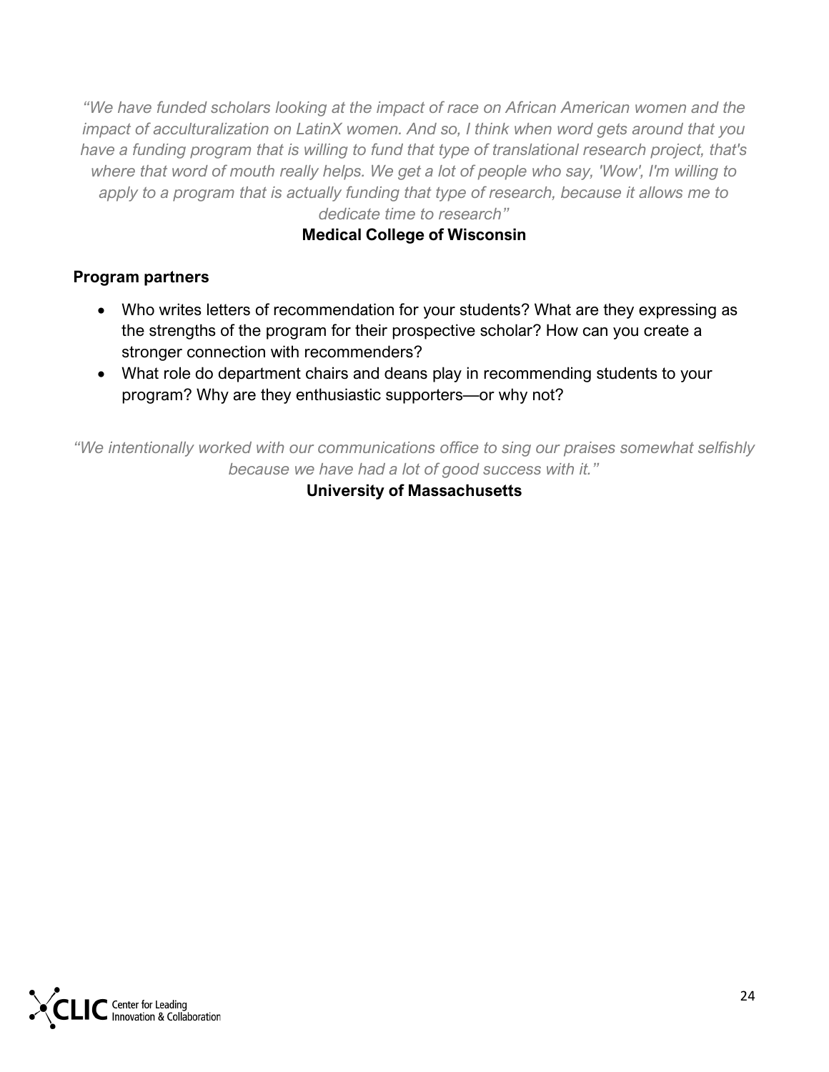*"We have funded scholars looking at the impact of race on African American women and the impact of acculturalization on LatinX women. And so, I think when word gets around that you have a funding program that is willing to fund that type of translational research project, that's where that word of mouth really helps. We get a lot of people who say, 'Wow', I'm willing to apply to a program that is actually funding that type of research, because it allows me to dedicate time to research"*

**Medical College of Wisconsin**

**Program partners**

- Who writes letters of recommendation for your students? What are they expressing as the strengths of the program for their prospective scholar? How can you create a stronger connection with recommenders?
- What role do department chairs and deans play in recommending students to your program? Why are they enthusiastic supporters—or why not?

*"We intentionally worked with our communications office to sing our praises somewhat selfishly because we have had a lot of good success with it."*

**University of Massachusetts**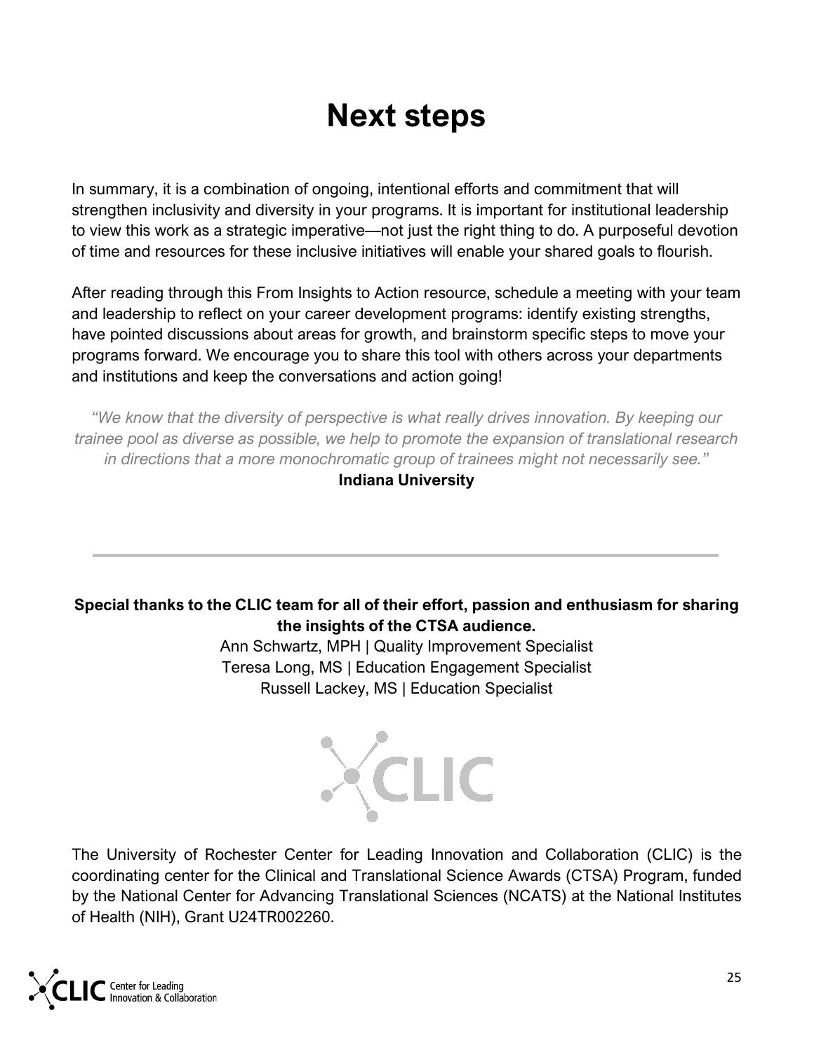# Next steps

In summary, it is a combination of ongoing, intentional efforts and commitment that will strengthen inclusivity and diversity in your programs. It is important for institutional leadership to view this work as a strategic imperative—not just the right thing to do. A purposeful devotion of time and resources for these inclusive initiatives will enable your shared goals to flourish.

After reading through this From Insights to Action resource, schedule a meeting with your team and leadership to reflect on your career development programs: identify existing strengths, have pointed discussions about areas for growth, and brainstorm specific steps to move your programs forward. We encourage you to share this tool with others across your departments and institutions and keep the conversations and action going!

*"We know that the diversity of perspective is what really drives innovation. By keeping our trainee pool as diverse as possible, we help to promote the expansion of translational research in directions that a more monochromatic group of trainees might not necessarily see."*

**Indiana University**

---

**Special thanks to the CLIC team for all of their effort, passion and enthusiasm for sharing the insights of the CTSA audience.**

Ann Schwartz, MPH | Quality Improvement Specialist
Teresa Long, MS | Education Engagement Specialist
Russell Lackey, MS | Education Specialist

The University of Rochester Center for Leading Innovation and Collaboration (CLIC) is the coordinating center for the Clinical and Translational Science Awards (CTSA) Program, funded by the National Center for Advancing Translational Sciences (NCATS) at the National Institutes of Health (NIH), Grant U24TR002260.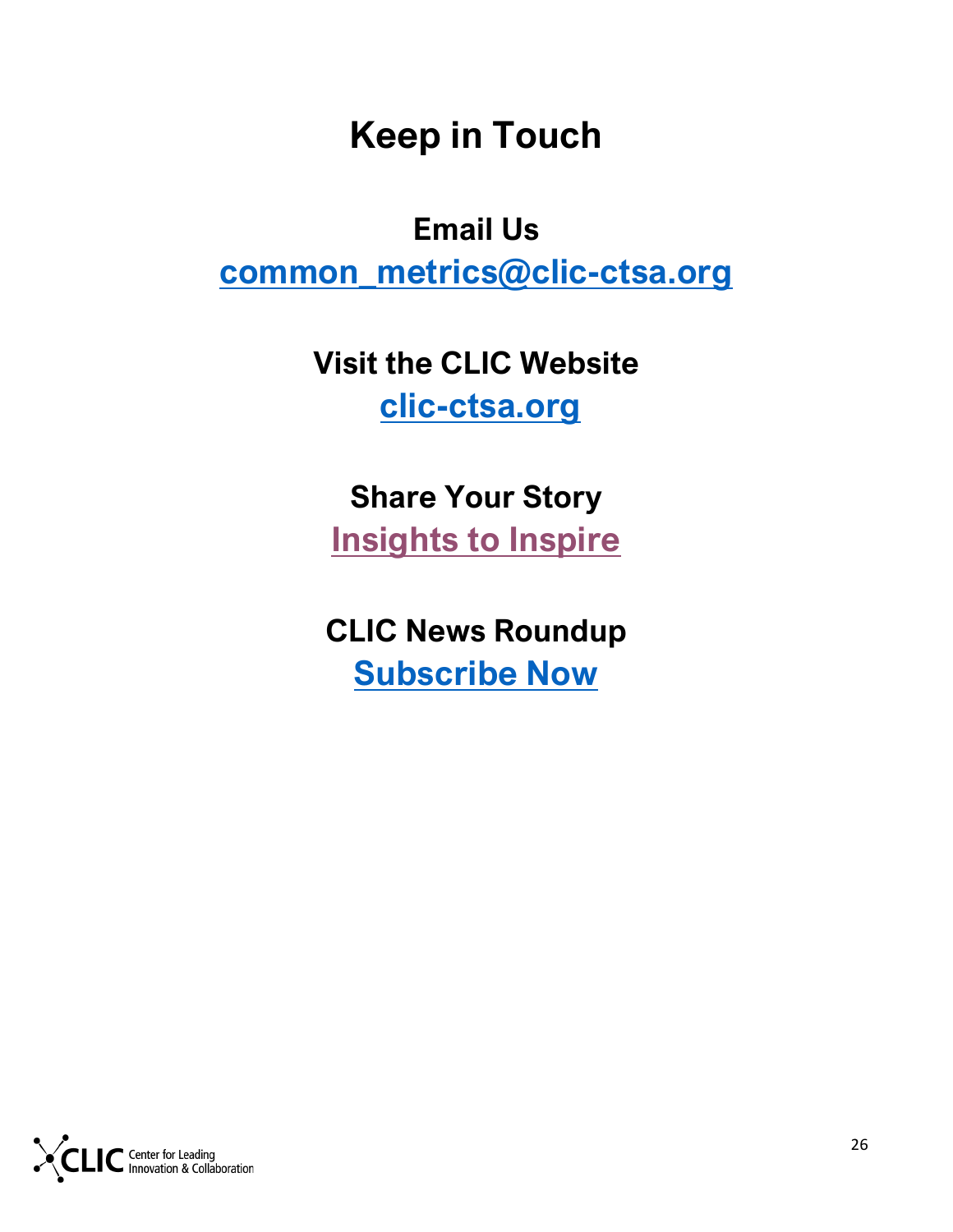# Keep in Touch

**Email Us**

common_metrics@clic-ctsa.org

**Visit the CLIC Website**

clic-ctsa.org

**Share Your Story**

Insights to Inspire

**CLIC News Roundup**

Subscribe Now